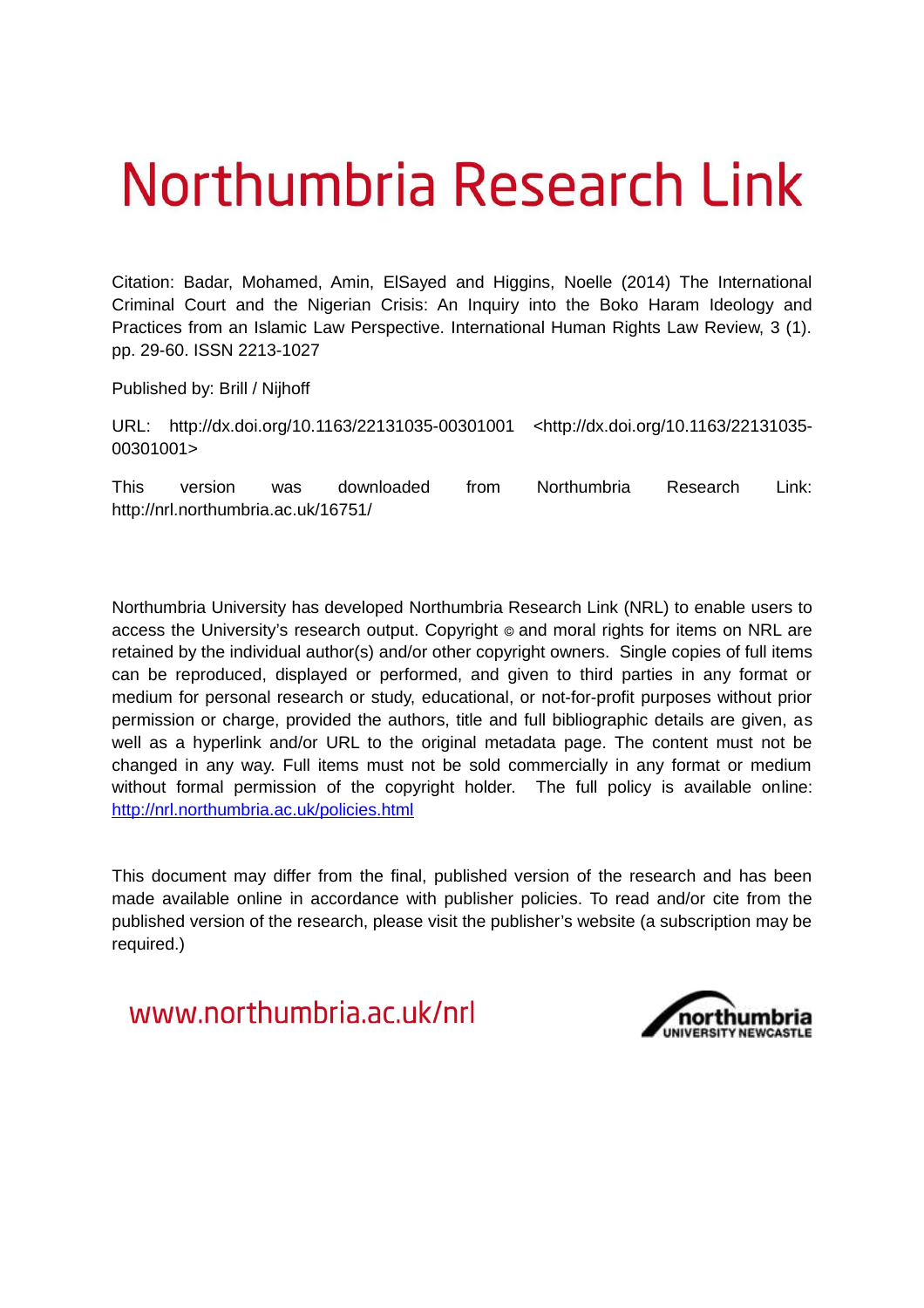# Northumbria Research Link

Citation: Badar, Mohamed, Amin, ElSayed and Higgins, Noelle (2014) The International Criminal Court and the Nigerian Crisis: An Inquiry into the Boko Haram Ideology and Practices from an Islamic Law Perspective. International Human Rights Law Review, 3 (1). pp. 29-60. ISSN 2213-1027

Published by: Brill / Nijhoff

URL: http://dx.doi.org/10.1163/22131035-00301001 <http://dx.doi.org/10.1163/22131035-00301001>

This version was downloaded from Northumbria Research Link: http://nrl.northumbria.ac.uk/16751/

Northumbria University has developed Northumbria Research Link (NRL) to enable users to access the University's research output. Copyright © and moral rights for items on NRL are retained by the individual author(s) and/or other copyright owners. Single copies of full items can be reproduced, displayed or performed, and given to third parties in any format or medium for personal research or study, educational, or not-for-profit purposes without prior permission or charge, provided the authors, title and full bibliographic details are given, as well as a hyperlink and/or URL to the original metadata page. The content must not be changed in any way. Full items must not be sold commercially in any format or medium without formal permission of the copyright holder. The full policy is available online: http://nrl.northumbria.ac.uk/policies.html

This document may differ from the final, published version of the research and has been made available online in accordance with publisher policies. To read and/or cite from the published version of the research, please visit the publisher's website (a subscription may be required.)

www.northumbria.ac.uk/nrl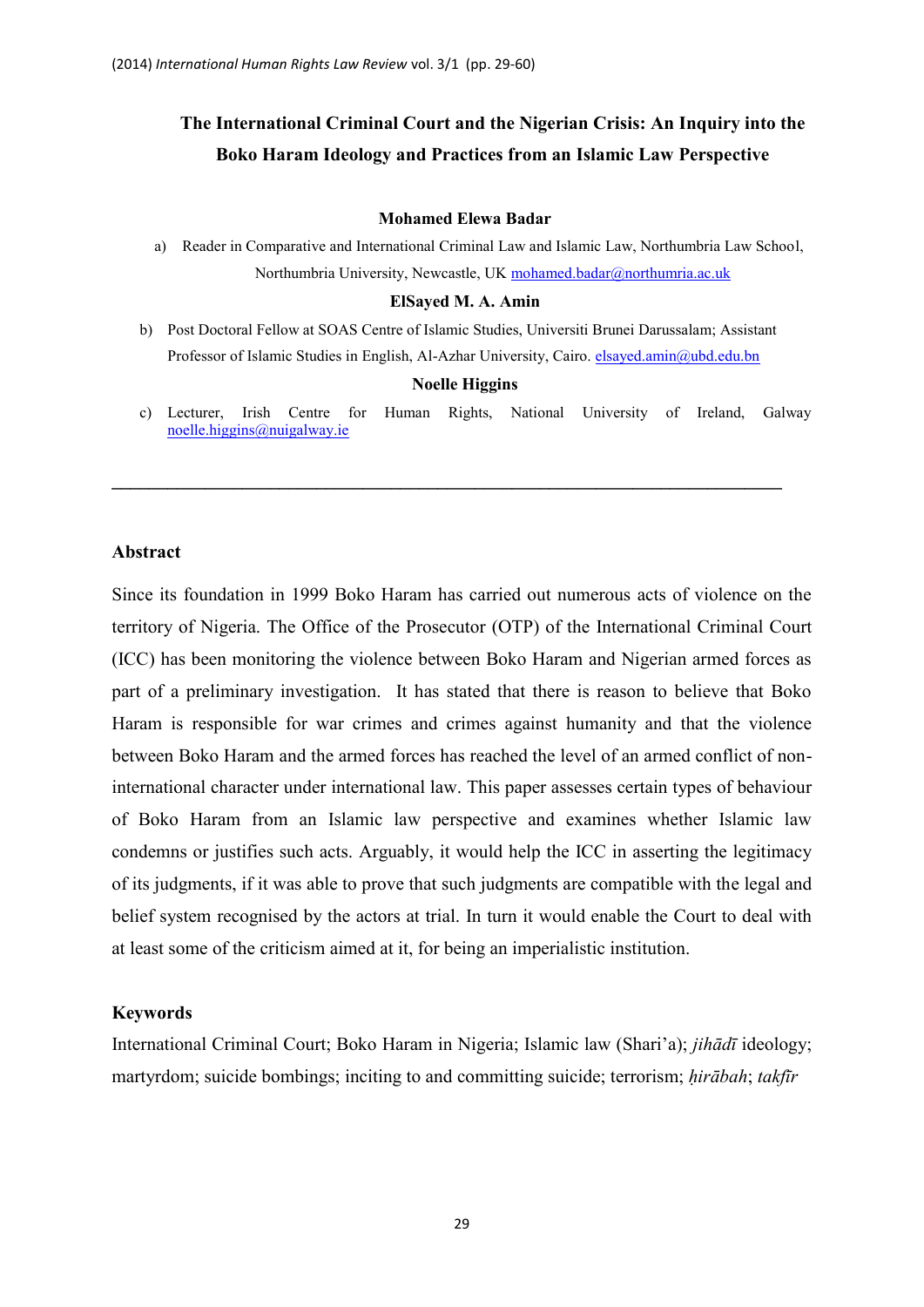# The International Criminal Court and the Nigerian Crisis: An Inquiry into the Boko Haram Ideology and Practices from an Islamic Law Perspective

**Mohamed Elewa Badar**

a) Reader in Comparative and International Criminal Law and Islamic Law, Northumbria Law School, Northumbria University, Newcastle, UK mohamed.badar@northumria.ac.uk

**ElSayed M. A. Amin**

b) Post Doctoral Fellow at SOAS Centre of Islamic Studies, Universiti Brunei Darussalam; Assistant Professor of Islamic Studies in English, Al-Azhar University, Cairo. elsayed.amin@ubd.edu.bn

**Noelle Higgins**

c) Lecturer, Irish Centre for Human Rights, National University of Ireland, Galway noelle.higgins@nuigalway.ie

---

## Abstract

Since its foundation in 1999 Boko Haram has carried out numerous acts of violence on the territory of Nigeria. The Office of the Prosecutor (OTP) of the International Criminal Court (ICC) has been monitoring the violence between Boko Haram and Nigerian armed forces as part of a preliminary investigation. It has stated that there is reason to believe that Boko Haram is responsible for war crimes and crimes against humanity and that the violence between Boko Haram and the armed forces has reached the level of an armed conflict of non-international character under international law. This paper assesses certain types of behaviour of Boko Haram from an Islamic law perspective and examines whether Islamic law condemns or justifies such acts. Arguably, it would help the ICC in asserting the legitimacy of its judgments, if it was able to prove that such judgments are compatible with the legal and belief system recognised by the actors at trial. In turn it would enable the Court to deal with at least some of the criticism aimed at it, for being an imperialistic institution.

## Keywords

International Criminal Court; Boko Haram in Nigeria; Islamic law (Shari'a); *jihādī* ideology; martyrdom; suicide bombings; inciting to and committing suicide; terrorism; *ḥirābah*; *takfīr*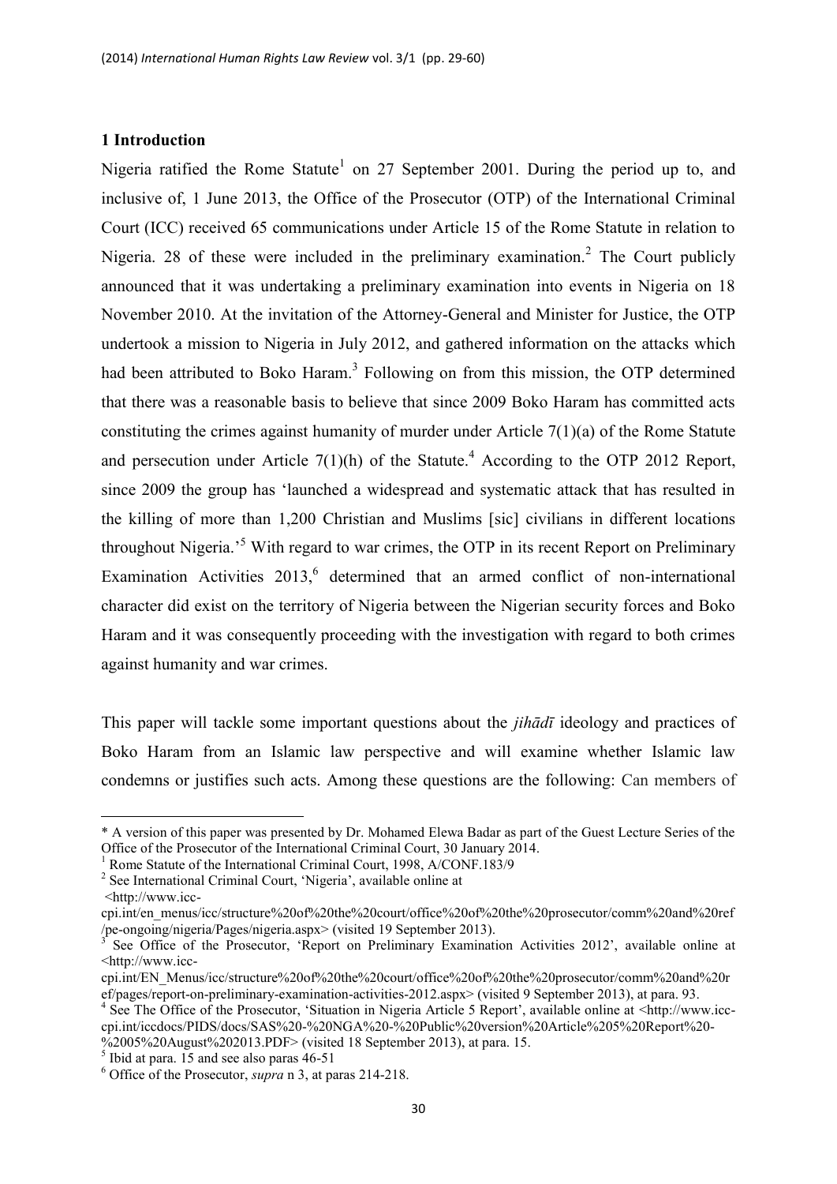## 1 Introduction

Nigeria ratified the Rome Statute[1] on 27 September 2001. During the period up to, and inclusive of, 1 June 2013, the Office of the Prosecutor (OTP) of the International Criminal Court (ICC) received 65 communications under Article 15 of the Rome Statute in relation to Nigeria. 28 of these were included in the preliminary examination.[2] The Court publicly announced that it was undertaking a preliminary examination into events in Nigeria on 18 November 2010. At the invitation of the Attorney-General and Minister for Justice, the OTP undertook a mission to Nigeria in July 2012, and gathered information on the attacks which had been attributed to Boko Haram.[3] Following on from this mission, the OTP determined that there was a reasonable basis to believe that since 2009 Boko Haram has committed acts constituting the crimes against humanity of murder under Article 7(1)(a) of the Rome Statute and persecution under Article 7(1)(h) of the Statute.[4] According to the OTP 2012 Report, since 2009 the group has 'launched a widespread and systematic attack that has resulted in the killing of more than 1,200 Christian and Muslims [sic] civilians in different locations throughout Nigeria.'[5] With regard to war crimes, the OTP in its recent Report on Preliminary Examination Activities 2013,[6] determined that an armed conflict of non-international character did exist on the territory of Nigeria between the Nigerian security forces and Boko Haram and it was consequently proceeding with the investigation with regard to both crimes against humanity and war crimes.

This paper will tackle some important questions about the *jihādī* ideology and practices of Boko Haram from an Islamic law perspective and will examine whether Islamic law condemns or justifies such acts. Among these questions are the following: Can members of

---

\* A version of this paper was presented by Dr. Mohamed Elewa Badar as part of the Guest Lecture Series of the Office of the Prosecutor of the International Criminal Court, 30 January 2014.

[1] Rome Statute of the International Criminal Court, 1998, A/CONF.183/9

[2] See International Criminal Court, 'Nigeria', available online at <http://www.icc-cpi.int/en_menus/icc/structure%20of%20the%20court/office%20of%20the%20prosecutor/comm%20and%20ref/pe-ongoing/nigeria/Pages/nigeria.aspx> (visited 19 September 2013).

[3] See Office of the Prosecutor, 'Report on Preliminary Examination Activities 2012', available online at <http://www.icc-cpi.int/EN_Menus/icc/structure%20of%20the%20court/office%20of%20the%20prosecutor/comm%20and%20ref/pages/report-on-preliminary-examination-activities-2012.aspx> (visited 9 September 2013), at para. 93.

[4] See The Office of the Prosecutor, 'Situation in Nigeria Article 5 Report', available online at <http://www.icc-cpi.int/iccdocs/PIDS/docs/SAS%20-%20NGA%20-%20Public%20version%20Article%205%20Report%20-%2005%20August%202013.PDF> (visited 18 September 2013), at para. 15.

[5] Ibid at para. 15 and see also paras 46-51

[6] Office of the Prosecutor, *supra* n 3, at paras 214-218.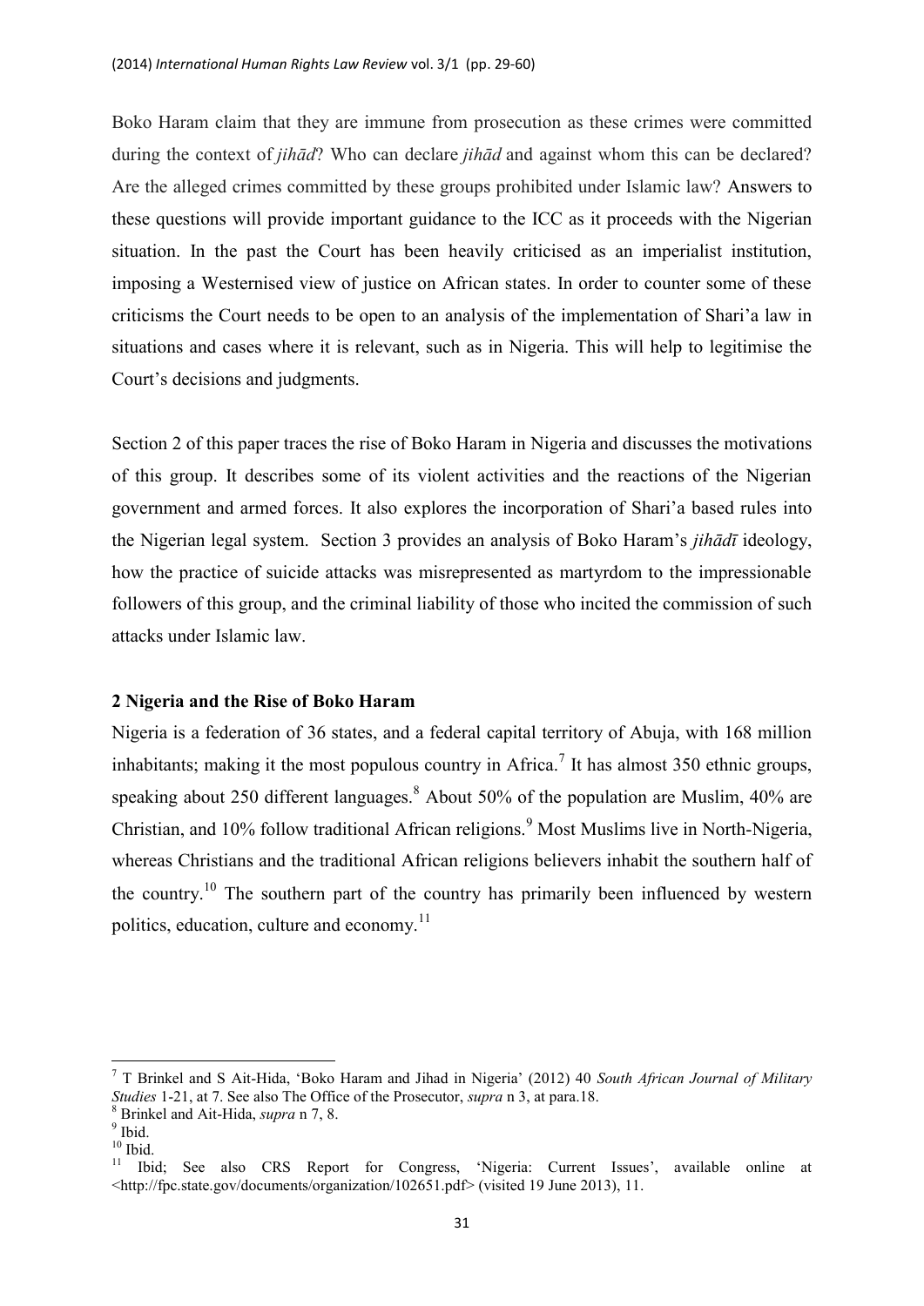Boko Haram claim that they are immune from prosecution as these crimes were committed during the context of *jihād*? Who can declare *jihād* and against whom this can be declared? Are the alleged crimes committed by these groups prohibited under Islamic law? Answers to these questions will provide important guidance to the ICC as it proceeds with the Nigerian situation. In the past the Court has been heavily criticised as an imperialist institution, imposing a Westernised view of justice on African states. In order to counter some of these criticisms the Court needs to be open to an analysis of the implementation of Shari'a law in situations and cases where it is relevant, such as in Nigeria. This will help to legitimise the Court's decisions and judgments.

Section 2 of this paper traces the rise of Boko Haram in Nigeria and discusses the motivations of this group. It describes some of its violent activities and the reactions of the Nigerian government and armed forces. It also explores the incorporation of Shari'a based rules into the Nigerian legal system. Section 3 provides an analysis of Boko Haram's *jihādī* ideology, how the practice of suicide attacks was misrepresented as martyrdom to the impressionable followers of this group, and the criminal liability of those who incited the commission of such attacks under Islamic law.

## 2 Nigeria and the Rise of Boko Haram

Nigeria is a federation of 36 states, and a federal capital territory of Abuja, with 168 million inhabitants; making it the most populous country in Africa.[7] It has almost 350 ethnic groups, speaking about 250 different languages.[8] About 50% of the population are Muslim, 40% are Christian, and 10% follow traditional African religions.[9] Most Muslims live in North-Nigeria, whereas Christians and the traditional African religions believers inhabit the southern half of the country.[10] The southern part of the country has primarily been influenced by western politics, education, culture and economy.[11]

---

[7] T Brinkel and S Ait-Hida, 'Boko Haram and Jihad in Nigeria' (2012) 40 *South African Journal of Military Studies* 1-21, at 7. See also The Office of the Prosecutor, *supra* n 3, at para.18.

[8] Brinkel and Ait-Hida, *supra* n 7, 8.

[9] Ibid.

[10] Ibid.

[11] Ibid; See also CRS Report for Congress, 'Nigeria: Current Issues', available online at <http://fpc.state.gov/documents/organization/102651.pdf> (visited 19 June 2013), 11.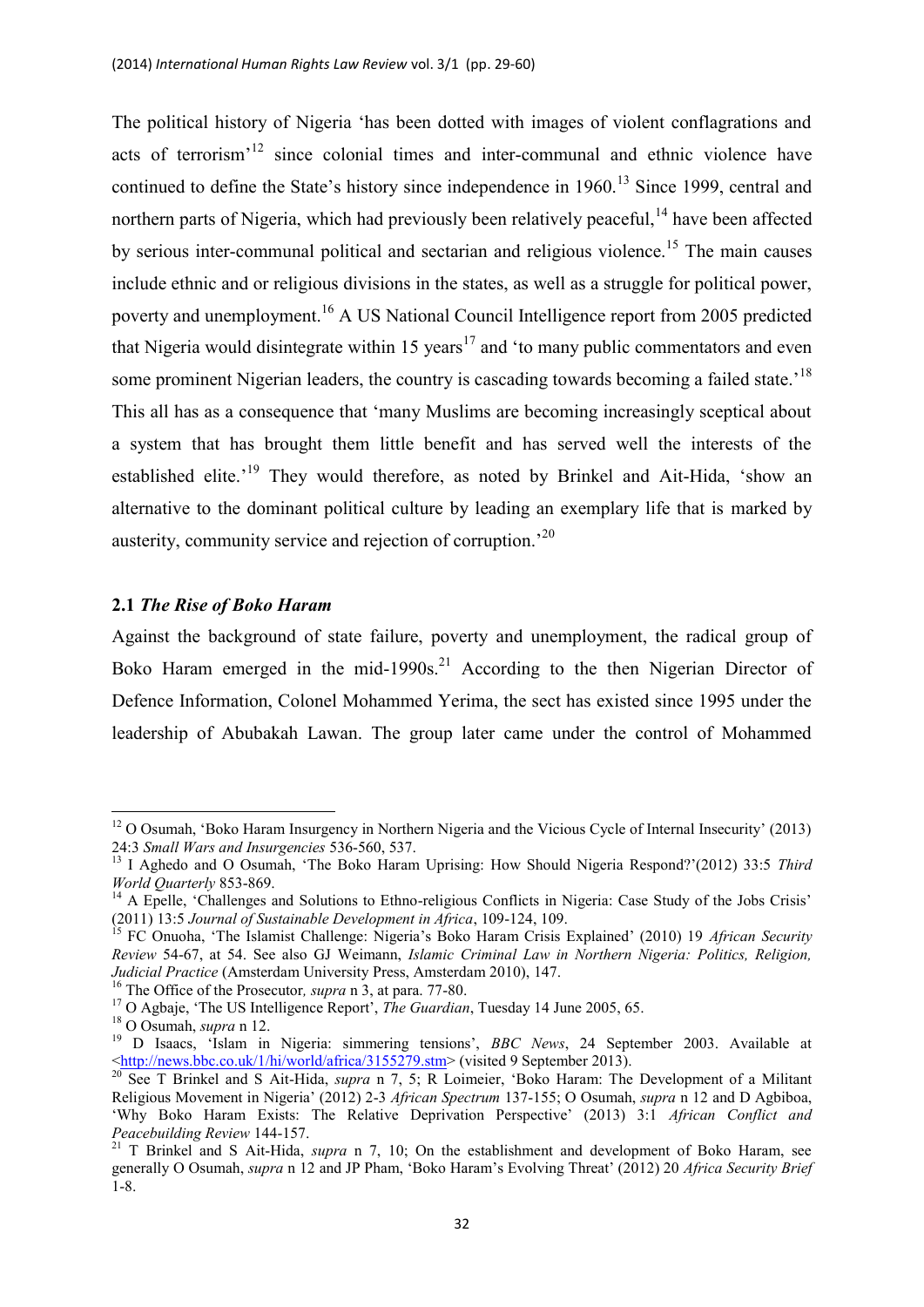The political history of Nigeria 'has been dotted with images of violent conflagrations and acts of terrorism'[12] since colonial times and inter-communal and ethnic violence have continued to define the State's history since independence in 1960.[13] Since 1999, central and northern parts of Nigeria, which had previously been relatively peaceful,[14] have been affected by serious inter-communal political and sectarian and religious violence.[15] The main causes include ethnic and or religious divisions in the states, as well as a struggle for political power, poverty and unemployment.[16] A US National Council Intelligence report from 2005 predicted that Nigeria would disintegrate within 15 years[17] and 'to many public commentators and even some prominent Nigerian leaders, the country is cascading towards becoming a failed state.'[18] This all has as a consequence that 'many Muslims are becoming increasingly sceptical about a system that has brought them little benefit and has served well the interests of the established elite.'[19] They would therefore, as noted by Brinkel and Ait-Hida, 'show an alternative to the dominant political culture by leading an exemplary life that is marked by austerity, community service and rejection of corruption.'[20]

## 2.1 *The Rise of Boko Haram*

Against the background of state failure, poverty and unemployment, the radical group of Boko Haram emerged in the mid-1990s.[21] According to the then Nigerian Director of Defence Information, Colonel Mohammed Yerima, the sect has existed since 1995 under the leadership of Abubakah Lawan. The group later came under the control of Mohammed

---

[12] O Osumah, 'Boko Haram Insurgency in Northern Nigeria and the Vicious Cycle of Internal Insecurity' (2013) 24:3 *Small Wars and Insurgencies* 536-560, 537.

[13] I Aghedo and O Osumah, 'The Boko Haram Uprising: How Should Nigeria Respond?'(2012) 33:5 *Third World Quarterly* 853-869.

[14] A Epelle, 'Challenges and Solutions to Ethno-religious Conflicts in Nigeria: Case Study of the Jobs Crisis' (2011) 13:5 *Journal of Sustainable Development in Africa*, 109-124, 109.

[15] FC Onuoha, 'The Islamist Challenge: Nigeria's Boko Haram Crisis Explained' (2010) 19 *African Security Review* 54-67, at 54. See also GJ Weimann, *Islamic Criminal Law in Northern Nigeria: Politics, Religion, Judicial Practice* (Amsterdam University Press, Amsterdam 2010), 147.

[16] The Office of the Prosecutor*, supra* n 3, at para. 77-80.

[17] O Agbaje, 'The US Intelligence Report', *The Guardian*, Tuesday 14 June 2005, 65.

[18] O Osumah, *supra* n 12.

[19] D Isaacs, 'Islam in Nigeria: simmering tensions', *BBC News*, 24 September 2003. Available at <http://news.bbc.co.uk/1/hi/world/africa/3155279.stm> (visited 9 September 2013).

[20] See T Brinkel and S Ait-Hida, *supra* n 7, 5; R Loimeier, 'Boko Haram: The Development of a Militant Religious Movement in Nigeria' (2012) 2-3 *African Spectrum* 137-155; O Osumah, *supra* n 12 and D Agbiboa, 'Why Boko Haram Exists: The Relative Deprivation Perspective' (2013) 3:1 *African Conflict and Peacebuilding Review* 144-157.

[21] T Brinkel and S Ait-Hida, *supra* n 7, 10; On the establishment and development of Boko Haram, see generally O Osumah, *supra* n 12 and JP Pham, 'Boko Haram's Evolving Threat' (2012) 20 *Africa Security Brief* 1-8.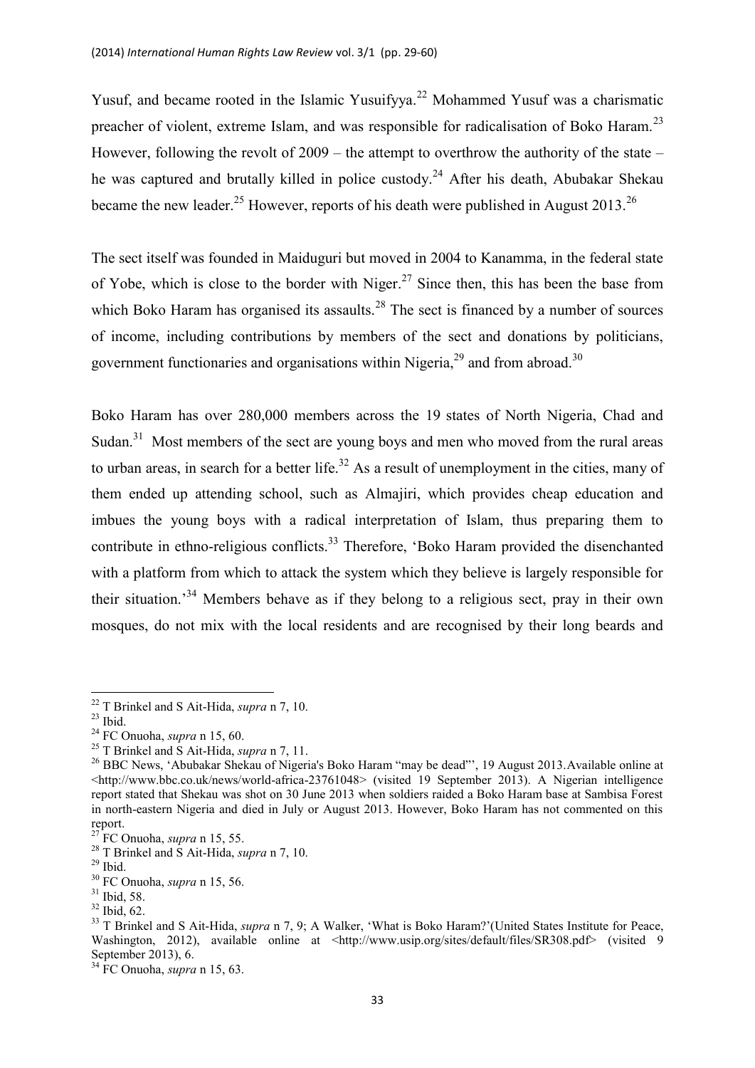Yusuf, and became rooted in the Islamic Yusuifyya.[22] Mohammed Yusuf was a charismatic preacher of violent, extreme Islam, and was responsible for radicalisation of Boko Haram.[23] However, following the revolt of 2009 – the attempt to overthrow the authority of the state – he was captured and brutally killed in police custody.[24] After his death, Abubakar Shekau became the new leader.[25] However, reports of his death were published in August 2013.[26]

The sect itself was founded in Maiduguri but moved in 2004 to Kanamma, in the federal state of Yobe, which is close to the border with Niger.[27] Since then, this has been the base from which Boko Haram has organised its assaults.[28] The sect is financed by a number of sources of income, including contributions by members of the sect and donations by politicians, government functionaries and organisations within Nigeria,[29] and from abroad.[30]

Boko Haram has over 280,000 members across the 19 states of North Nigeria, Chad and Sudan.[31] Most members of the sect are young boys and men who moved from the rural areas to urban areas, in search for a better life.[32] As a result of unemployment in the cities, many of them ended up attending school, such as Almajiri, which provides cheap education and imbues the young boys with a radical interpretation of Islam, thus preparing them to contribute in ethno-religious conflicts.[33] Therefore, 'Boko Haram provided the disenchanted with a platform from which to attack the system which they believe is largely responsible for their situation.'[34] Members behave as if they belong to a religious sect, pray in their own mosques, do not mix with the local residents and are recognised by their long beards and

---

[22] T Brinkel and S Ait-Hida, *supra* n 7, 10.

[23] Ibid.

[24] FC Onuoha, *supra* n 15, 60.

[25] T Brinkel and S Ait-Hida, *supra* n 7, 11.

[26] BBC News, 'Abubakar Shekau of Nigeria's Boko Haram "may be dead"', 19 August 2013.Available online at <http://www.bbc.co.uk/news/world-africa-23761048> (visited 19 September 2013). A Nigerian intelligence report stated that Shekau was shot on 30 June 2013 when soldiers raided a Boko Haram base at Sambisa Forest in north-eastern Nigeria and died in July or August 2013. However, Boko Haram has not commented on this report.

[27] FC Onuoha, *supra* n 15, 55.

[28] T Brinkel and S Ait-Hida, *supra* n 7, 10.

[29] Ibid.

[30] FC Onuoha, *supra* n 15, 56.

[31] Ibid, 58.

[32] Ibid, 62.

[33] T Brinkel and S Ait-Hida, *supra* n 7, 9; A Walker, 'What is Boko Haram?'(United States Institute for Peace, Washington, 2012), available online at <http://www.usip.org/sites/default/files/SR308.pdf> (visited 9 September 2013), 6.

[34] FC Onuoha, *supra* n 15, 63.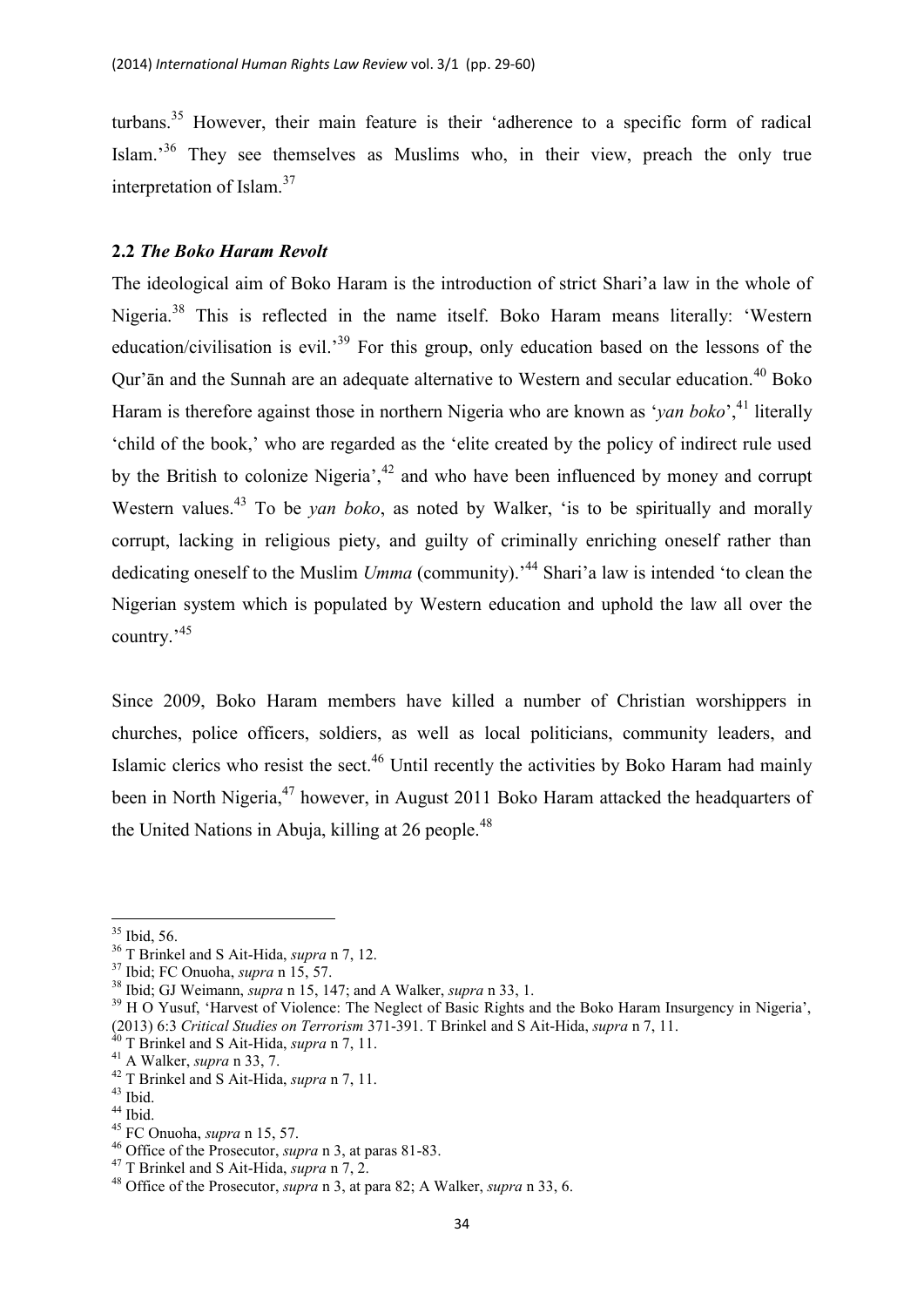turbans.[35] However, their main feature is their 'adherence to a specific form of radical Islam.'[36] They see themselves as Muslims who, in their view, preach the only true interpretation of Islam.[37]

### 2.2 *The Boko Haram Revolt*

The ideological aim of Boko Haram is the introduction of strict Shari'a law in the whole of Nigeria.[38] This is reflected in the name itself. Boko Haram means literally: 'Western education/civilisation is evil.'[39] For this group, only education based on the lessons of the Qur'ān and the Sunnah are an adequate alternative to Western and secular education.[40] Boko Haram is therefore against those in northern Nigeria who are known as '*yan boko*',[41] literally 'child of the book,' who are regarded as the 'elite created by the policy of indirect rule used by the British to colonize Nigeria',[42] and who have been influenced by money and corrupt Western values.[43] To be *yan boko*, as noted by Walker, 'is to be spiritually and morally corrupt, lacking in religious piety, and guilty of criminally enriching oneself rather than dedicating oneself to the Muslim *Umma* (community).'[44] Shari'a law is intended 'to clean the Nigerian system which is populated by Western education and uphold the law all over the country.'[45]

Since 2009, Boko Haram members have killed a number of Christian worshippers in churches, police officers, soldiers, as well as local politicians, community leaders, and Islamic clerics who resist the sect.[46] Until recently the activities by Boko Haram had mainly been in North Nigeria,[47] however, in August 2011 Boko Haram attacked the headquarters of the United Nations in Abuja, killing at 26 people.[48]

---

[35] Ibid, 56.
[36] T Brinkel and S Ait-Hida, *supra* n 7, 12.
[37] Ibid; FC Onuoha, *supra* n 15, 57.
[38] Ibid; GJ Weimann, *supra* n 15, 147; and A Walker, *supra* n 33, 1.
[39] H O Yusuf, 'Harvest of Violence: The Neglect of Basic Rights and the Boko Haram Insurgency in Nigeria', (2013) 6:3 *Critical Studies on Terrorism* 371-391. T Brinkel and S Ait-Hida, *supra* n 7, 11.
[40] T Brinkel and S Ait-Hida, *supra* n 7, 11.
[41] A Walker, *supra* n 33, 7.
[42] T Brinkel and S Ait-Hida, *supra* n 7, 11.
[43] Ibid.
[44] Ibid.
[45] FC Onuoha, *supra* n 15, 57.
[46] Office of the Prosecutor, *supra* n 3, at paras 81-83.
[47] T Brinkel and S Ait-Hida, *supra* n 7, 2.
[48] Office of the Prosecutor, *supra* n 3, at para 82; A Walker, *supra* n 33, 6.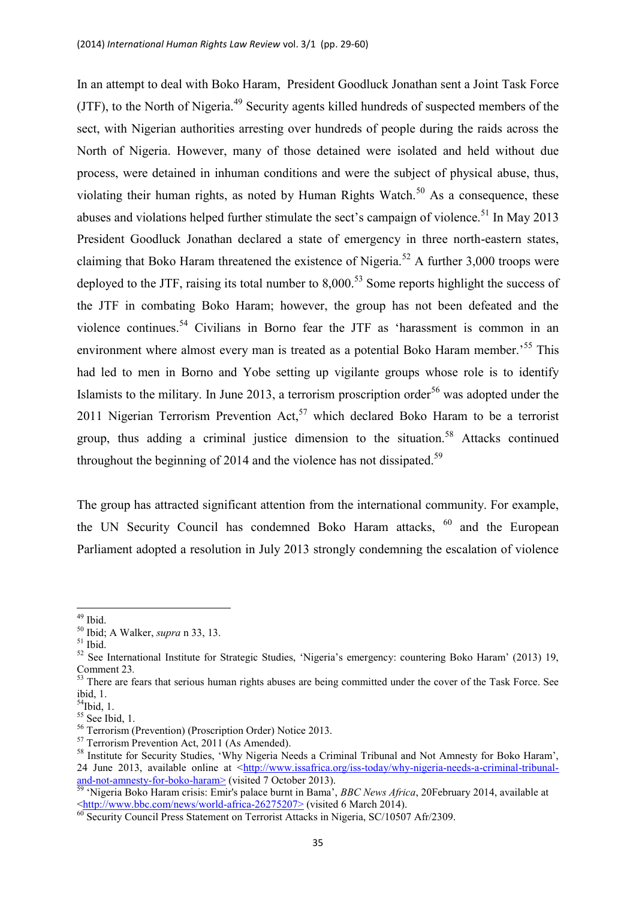In an attempt to deal with Boko Haram, President Goodluck Jonathan sent a Joint Task Force (JTF), to the North of Nigeria.[49] Security agents killed hundreds of suspected members of the sect, with Nigerian authorities arresting over hundreds of people during the raids across the North of Nigeria. However, many of those detained were isolated and held without due process, were detained in inhuman conditions and were the subject of physical abuse, thus, violating their human rights, as noted by Human Rights Watch.[50] As a consequence, these abuses and violations helped further stimulate the sect's campaign of violence.[51] In May 2013 President Goodluck Jonathan declared a state of emergency in three north-eastern states, claiming that Boko Haram threatened the existence of Nigeria.[52] A further 3,000 troops were deployed to the JTF, raising its total number to 8,000.[53] Some reports highlight the success of the JTF in combating Boko Haram; however, the group has not been defeated and the violence continues.[54] Civilians in Borno fear the JTF as 'harassment is common in an environment where almost every man is treated as a potential Boko Haram member.'[55] This had led to men in Borno and Yobe setting up vigilante groups whose role is to identify Islamists to the military. In June 2013, a terrorism proscription order[56] was adopted under the 2011 Nigerian Terrorism Prevention Act,[57] which declared Boko Haram to be a terrorist group, thus adding a criminal justice dimension to the situation.[58] Attacks continued throughout the beginning of 2014 and the violence has not dissipated.[59]

The group has attracted significant attention from the international community. For example, the UN Security Council has condemned Boko Haram attacks, [60] and the European Parliament adopted a resolution in July 2013 strongly condemning the escalation of violence

---

[49] Ibid.

[50] Ibid; A Walker, *supra* n 33, 13.

[51] Ibid.

[52] See International Institute for Strategic Studies, 'Nigeria's emergency: countering Boko Haram' (2013) 19, Comment 23.

[53] There are fears that serious human rights abuses are being committed under the cover of the Task Force. See ibid, 1.

[54] Ibid, 1.

[55] See Ibid, 1.

[56] Terrorism (Prevention) (Proscription Order) Notice 2013.

[57] Terrorism Prevention Act, 2011 (As Amended).

[58] Institute for Security Studies, 'Why Nigeria Needs a Criminal Tribunal and Not Amnesty for Boko Haram', 24 June 2013, available online at <http://www.issafrica.org/iss-today/why-nigeria-needs-a-criminal-tribunal-and-not-amnesty-for-boko-haram> (visited 7 October 2013).

[59] 'Nigeria Boko Haram crisis: Emir's palace burnt in Bama', *BBC News Africa*, 20February 2014, available at <http://www.bbc.com/news/world-africa-26275207> (visited 6 March 2014).

[60] Security Council Press Statement on Terrorist Attacks in Nigeria, SC/10507 Afr/2309.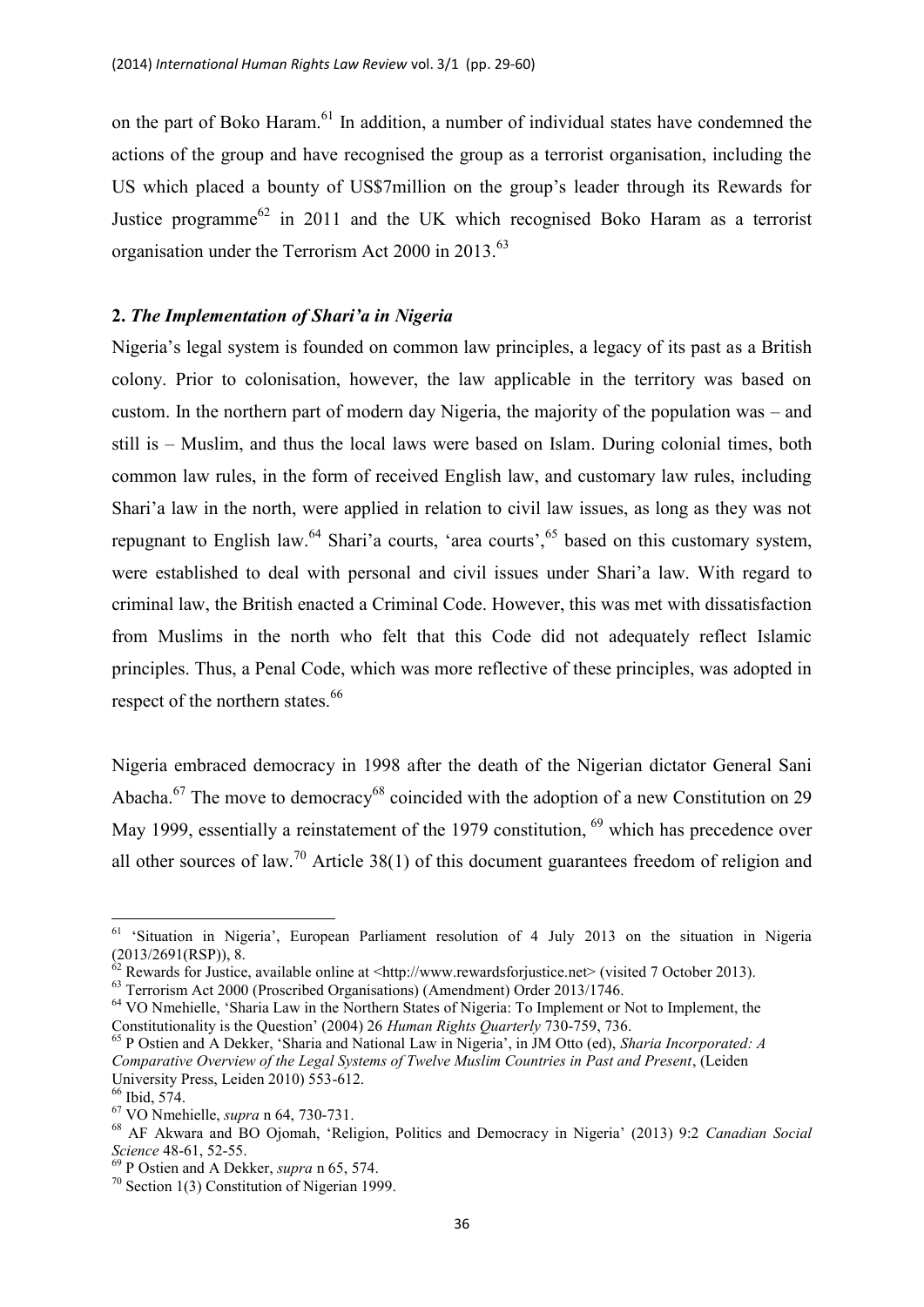on the part of Boko Haram.[61] In addition, a number of individual states have condemned the actions of the group and have recognised the group as a terrorist organisation, including the US which placed a bounty of US$7million on the group's leader through its Rewards for Justice programme[62] in 2011 and the UK which recognised Boko Haram as a terrorist organisation under the Terrorism Act 2000 in 2013.[63]

## 2. *The Implementation of Shari'a in Nigeria*

Nigeria's legal system is founded on common law principles, a legacy of its past as a British colony. Prior to colonisation, however, the law applicable in the territory was based on custom. In the northern part of modern day Nigeria, the majority of the population was – and still is – Muslim, and thus the local laws were based on Islam. During colonial times, both common law rules, in the form of received English law, and customary law rules, including Shari'a law in the north, were applied in relation to civil law issues, as long as they was not repugnant to English law.[64] Shari'a courts, 'area courts',[65] based on this customary system, were established to deal with personal and civil issues under Shari'a law. With regard to criminal law, the British enacted a Criminal Code. However, this was met with dissatisfaction from Muslims in the north who felt that this Code did not adequately reflect Islamic principles. Thus, a Penal Code, which was more reflective of these principles, was adopted in respect of the northern states.[66]

Nigeria embraced democracy in 1998 after the death of the Nigerian dictator General Sani Abacha.[67] The move to democracy[68] coincided with the adoption of a new Constitution on 29 May 1999, essentially a reinstatement of the 1979 constitution, [69] which has precedence over all other sources of law.[70] Article 38(1) of this document guarantees freedom of religion and

---

[61] 'Situation in Nigeria', European Parliament resolution of 4 July 2013 on the situation in Nigeria (2013/2691(RSP)), 8.

[62] Rewards for Justice, available online at <http://www.rewardsforjustice.net> (visited 7 October 2013).

[63] Terrorism Act 2000 (Proscribed Organisations) (Amendment) Order 2013/1746.

[64] VO Nmehielle, 'Sharia Law in the Northern States of Nigeria: To Implement or Not to Implement, the Constitutionality is the Question' (2004) 26 *Human Rights Quarterly* 730-759, 736.

[65] P Ostien and A Dekker, 'Sharia and National Law in Nigeria', in JM Otto (ed), *Sharia Incorporated: A Comparative Overview of the Legal Systems of Twelve Muslim Countries in Past and Present*, (Leiden University Press, Leiden 2010) 553-612.

[66] Ibid, 574.

[67] VO Nmehielle, *supra* n 64, 730-731.

[68] AF Akwara and BO Ojomah, 'Religion, Politics and Democracy in Nigeria' (2013) 9:2 *Canadian Social Science* 48-61, 52-55.

[69] P Ostien and A Dekker, *supra* n 65, 574.

[70] Section 1(3) Constitution of Nigerian 1999.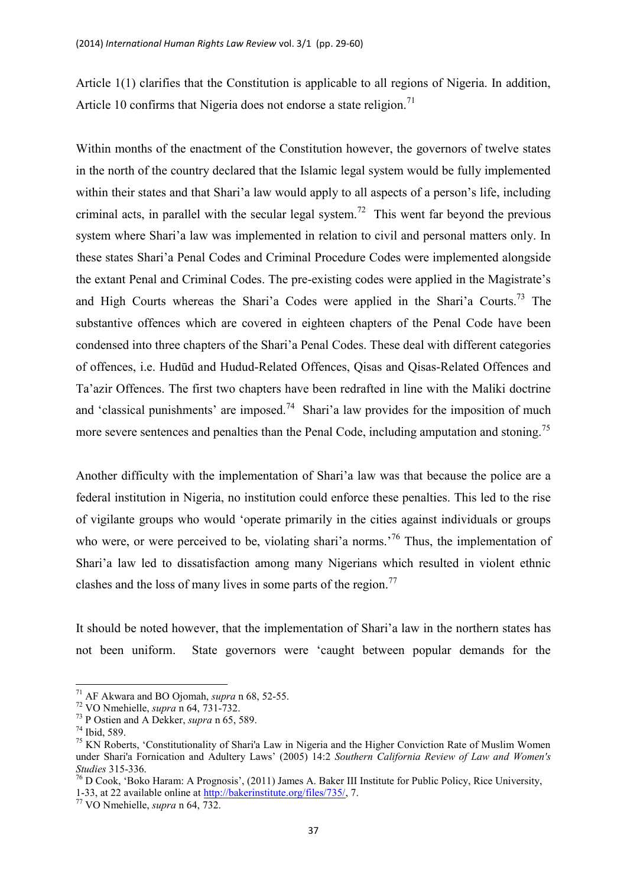Article 1(1) clarifies that the Constitution is applicable to all regions of Nigeria. In addition, Article 10 confirms that Nigeria does not endorse a state religion.[71]

Within months of the enactment of the Constitution however, the governors of twelve states in the north of the country declared that the Islamic legal system would be fully implemented within their states and that Shari'a law would apply to all aspects of a person's life, including criminal acts, in parallel with the secular legal system.[72] This went far beyond the previous system where Shari'a law was implemented in relation to civil and personal matters only. In these states Shari'a Penal Codes and Criminal Procedure Codes were implemented alongside the extant Penal and Criminal Codes. The pre-existing codes were applied in the Magistrate's and High Courts whereas the Shari'a Codes were applied in the Shari'a Courts.[73] The substantive offences which are covered in eighteen chapters of the Penal Code have been condensed into three chapters of the Shari'a Penal Codes. These deal with different categories of offences, i.e. Hudūd and Hudud-Related Offences, Qisas and Qisas-Related Offences and Ta'azir Offences. The first two chapters have been redrafted in line with the Maliki doctrine and 'classical punishments' are imposed.[74] Shari'a law provides for the imposition of much more severe sentences and penalties than the Penal Code, including amputation and stoning.[75]

Another difficulty with the implementation of Shari'a law was that because the police are a federal institution in Nigeria, no institution could enforce these penalties. This led to the rise of vigilante groups who would 'operate primarily in the cities against individuals or groups who were, or were perceived to be, violating shari'a norms.'[76] Thus, the implementation of Shari'a law led to dissatisfaction among many Nigerians which resulted in violent ethnic clashes and the loss of many lives in some parts of the region.[77]

It should be noted however, that the implementation of Shari'a law in the northern states has not been uniform. State governors were 'caught between popular demands for the

---

[71] AF Akwara and BO Ojomah, *supra* n 68, 52-55.

[72] VO Nmehielle, *supra* n 64, 731-732.

[73] P Ostien and A Dekker, *supra* n 65, 589.

[74] Ibid, 589.

[75] KN Roberts, 'Constitutionality of Shari'a Law in Nigeria and the Higher Conviction Rate of Muslim Women under Shari'a Fornication and Adultery Laws' (2005) 14:2 *Southern California Review of Law and Women's Studies* 315-336.

[76] D Cook, 'Boko Haram: A Prognosis', (2011) James A. Baker III Institute for Public Policy, Rice University, 1-33, at 22 available online at http://bakerinstitute.org/files/735/, 7.

[77] VO Nmehielle, *supra* n 64, 732.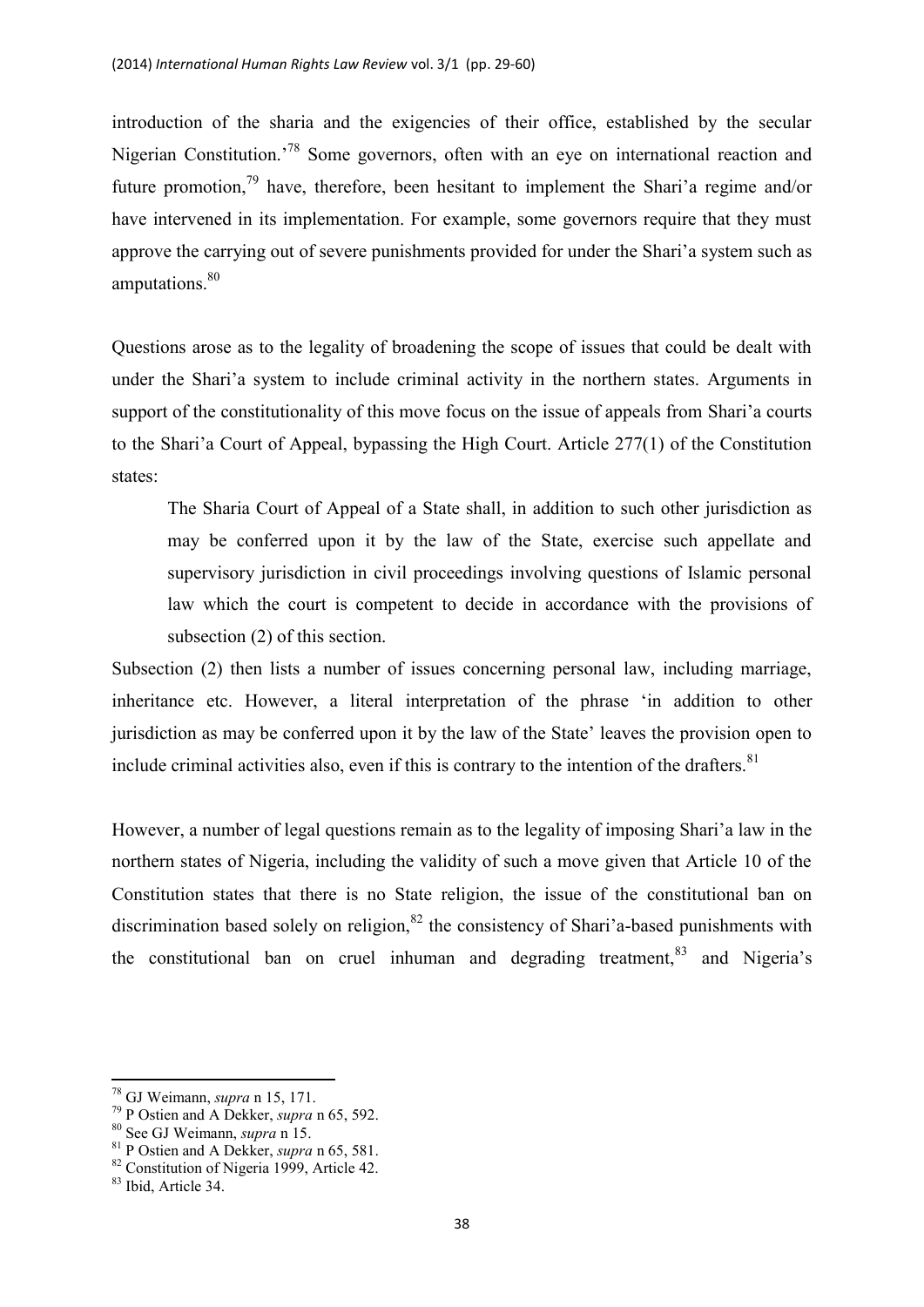introduction of the sharia and the exigencies of their office, established by the secular Nigerian Constitution.'[78] Some governors, often with an eye on international reaction and future promotion,[79] have, therefore, been hesitant to implement the Shari'a regime and/or have intervened in its implementation. For example, some governors require that they must approve the carrying out of severe punishments provided for under the Shari'a system such as amputations.[80]

Questions arose as to the legality of broadening the scope of issues that could be dealt with under the Shari'a system to include criminal activity in the northern states. Arguments in support of the constitutionality of this move focus on the issue of appeals from Shari'a courts to the Shari'a Court of Appeal, bypassing the High Court. Article 277(1) of the Constitution states:

> The Sharia Court of Appeal of a State shall, in addition to such other jurisdiction as may be conferred upon it by the law of the State, exercise such appellate and supervisory jurisdiction in civil proceedings involving questions of Islamic personal law which the court is competent to decide in accordance with the provisions of subsection (2) of this section.

Subsection (2) then lists a number of issues concerning personal law, including marriage, inheritance etc. However, a literal interpretation of the phrase 'in addition to other jurisdiction as may be conferred upon it by the law of the State' leaves the provision open to include criminal activities also, even if this is contrary to the intention of the drafters.[81]

However, a number of legal questions remain as to the legality of imposing Shari'a law in the northern states of Nigeria, including the validity of such a move given that Article 10 of the Constitution states that there is no State religion, the issue of the constitutional ban on discrimination based solely on religion,[82] the consistency of Shari'a-based punishments with the constitutional ban on cruel inhuman and degrading treatment,[83] and Nigeria's

---

[78] GJ Weimann, *supra* n 15, 171.

[79] P Ostien and A Dekker, *supra* n 65, 592.

[80] See GJ Weimann, *supra* n 15.

[81] P Ostien and A Dekker, *supra* n 65, 581.

[82] Constitution of Nigeria 1999, Article 42.

[83] Ibid, Article 34.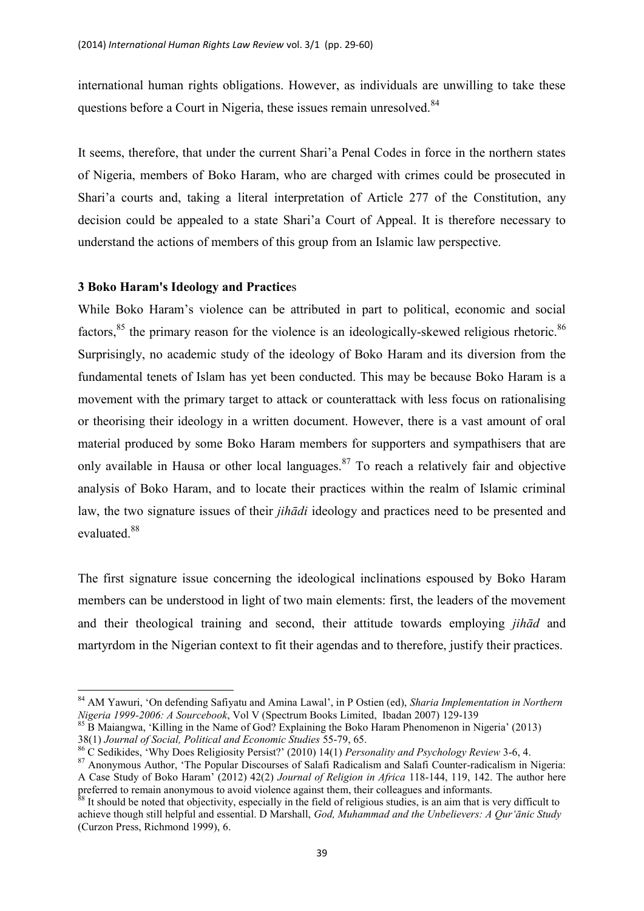international human rights obligations. However, as individuals are unwilling to take these questions before a Court in Nigeria, these issues remain unresolved.[84]

It seems, therefore, that under the current Shari'a Penal Codes in force in the northern states of Nigeria, members of Boko Haram, who are charged with crimes could be prosecuted in Shari'a courts and, taking a literal interpretation of Article 277 of the Constitution, any decision could be appealed to a state Shari'a Court of Appeal. It is therefore necessary to understand the actions of members of this group from an Islamic law perspective.

### 3 Boko Haram's Ideology and Practices

While Boko Haram's violence can be attributed in part to political, economic and social factors,[85] the primary reason for the violence is an ideologically-skewed religious rhetoric.[86] Surprisingly, no academic study of the ideology of Boko Haram and its diversion from the fundamental tenets of Islam has yet been conducted. This may be because Boko Haram is a movement with the primary target to attack or counterattack with less focus on rationalising or theorising their ideology in a written document. However, there is a vast amount of oral material produced by some Boko Haram members for supporters and sympathisers that are only available in Hausa or other local languages.[87] To reach a relatively fair and objective analysis of Boko Haram, and to locate their practices within the realm of Islamic criminal law, the two signature issues of their *jihādi* ideology and practices need to be presented and evaluated.[88]

The first signature issue concerning the ideological inclinations espoused by Boko Haram members can be understood in light of two main elements: first, the leaders of the movement and their theological training and second, their attitude towards employing *jihād* and martyrdom in the Nigerian context to fit their agendas and to therefore, justify their practices.

---

[84] AM Yawuri, 'On defending Safiyatu and Amina Lawal', in P Ostien (ed), *Sharia Implementation in Northern Nigeria 1999-2006: A Sourcebook*, Vol V (Spectrum Books Limited, Ibadan 2007) 129-139

[85] B Maiangwa, 'Killing in the Name of God? Explaining the Boko Haram Phenomenon in Nigeria' (2013) 38(1) *Journal of Social, Political and Economic Studies* 55-79, 65.

[86] C Sedikides, 'Why Does Religiosity Persist?' (2010) 14(1) *Personality and Psychology Review* 3-6, 4.

[87] Anonymous Author, 'The Popular Discourses of Salafi Radicalism and Salafi Counter-radicalism in Nigeria: A Case Study of Boko Haram' (2012) 42(2) *Journal of Religion in Africa* 118-144, 119, 142. The author here preferred to remain anonymous to avoid violence against them, their colleagues and informants.

[88] It should be noted that objectivity, especially in the field of religious studies, is an aim that is very difficult to achieve though still helpful and essential. D Marshall, *God, Muhammad and the Unbelievers: A Qur'ānic Study* (Curzon Press, Richmond 1999), 6.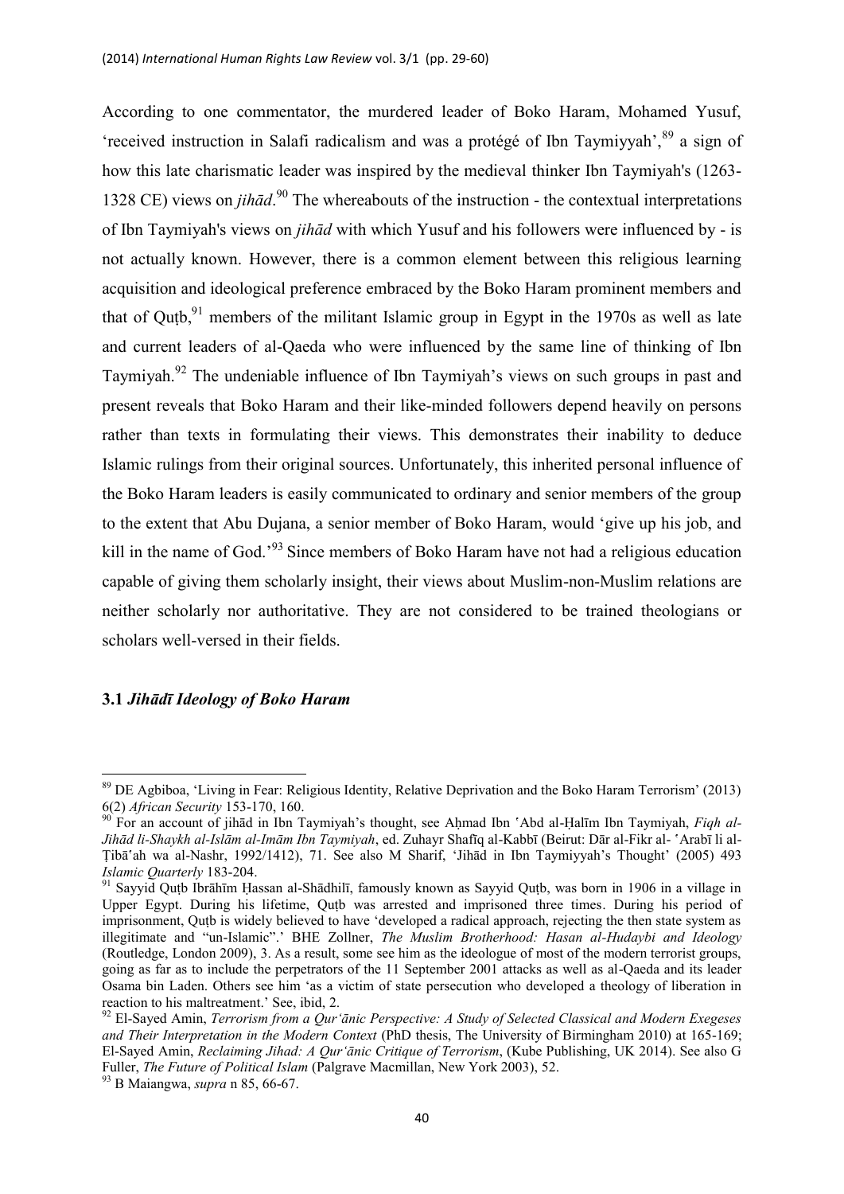According to one commentator, the murdered leader of Boko Haram, Mohamed Yusuf, 'received instruction in Salafi radicalism and was a protégé of Ibn Taymiyyah',[89] a sign of how this late charismatic leader was inspired by the medieval thinker Ibn Taymiyah's (1263-1328 CE) views on *jihād*.[90] The whereabouts of the instruction - the contextual interpretations of Ibn Taymiyah's views on *jihād* with which Yusuf and his followers were influenced by - is not actually known. However, there is a common element between this religious learning acquisition and ideological preference embraced by the Boko Haram prominent members and that of Quṭb,[91] members of the militant Islamic group in Egypt in the 1970s as well as late and current leaders of al-Qaeda who were influenced by the same line of thinking of Ibn Taymiyah.[92] The undeniable influence of Ibn Taymiyah's views on such groups in past and present reveals that Boko Haram and their like-minded followers depend heavily on persons rather than texts in formulating their views. This demonstrates their inability to deduce Islamic rulings from their original sources. Unfortunately, this inherited personal influence of the Boko Haram leaders is easily communicated to ordinary and senior members of the group to the extent that Abu Dujana, a senior member of Boko Haram, would 'give up his job, and kill in the name of God.'[93] Since members of Boko Haram have not had a religious education capable of giving them scholarly insight, their views about Muslim-non-Muslim relations are neither scholarly nor authoritative. They are not considered to be trained theologians or scholars well-versed in their fields.

### 3.1 *Jihādī Ideology of Boko Haram*

---

[89] DE Agbiboa, 'Living in Fear: Religious Identity, Relative Deprivation and the Boko Haram Terrorism' (2013) 6(2) *African Security* 153-170, 160.

[90] For an account of jihād in Ibn Taymiyah's thought, see Aḥmad Ibn ʿAbd al-Ḥalīm Ibn Taymiyah, *Fiqh al-Jihād li-Shaykh al-Islām al-Imām Ibn Taymiyah*, ed. Zuhayr Shafīq al-Kabbī (Beirut: Dār al-Fikr al- ʿArabī li al-Ṭibāʿah wa al-Nashr, 1992/1412), 71. See also M Sharif, 'Jihād in Ibn Taymiyyah's Thought' (2005) 493 *Islamic Quarterly* 183-204.

[91] Sayyid Quṭb Ibrāhīm Ḥassan al-Shādhilī, famously known as Sayyid Quṭb, was born in 1906 in a village in Upper Egypt. During his lifetime, Quṭb was arrested and imprisoned three times. During his period of imprisonment, Quṭb is widely believed to have 'developed a radical approach, rejecting the then state system as illegitimate and "un-Islamic".' BHE Zollner, *The Muslim Brotherhood: Hasan al-Hudaybi and Ideology* (Routledge, London 2009), 3. As a result, some see him as the ideologue of most of the modern terrorist groups, going as far as to include the perpetrators of the 11 September 2001 attacks as well as al-Qaeda and its leader Osama bin Laden. Others see him 'as a victim of state persecution who developed a theology of liberation in reaction to his maltreatment.' See, ibid, 2.

[92] El-Sayed Amin, *Terrorism from a Qur'ānic Perspective: A Study of Selected Classical and Modern Exegeses and Their Interpretation in the Modern Context* (PhD thesis, The University of Birmingham 2010) at 165-169; El-Sayed Amin, *Reclaiming Jihad: A Qur'ānic Critique of Terrorism*, (Kube Publishing, UK 2014). See also G Fuller, *The Future of Political Islam* (Palgrave Macmillan, New York 2003), 52.

[93] B Maiangwa, *supra* n 85, 66-67.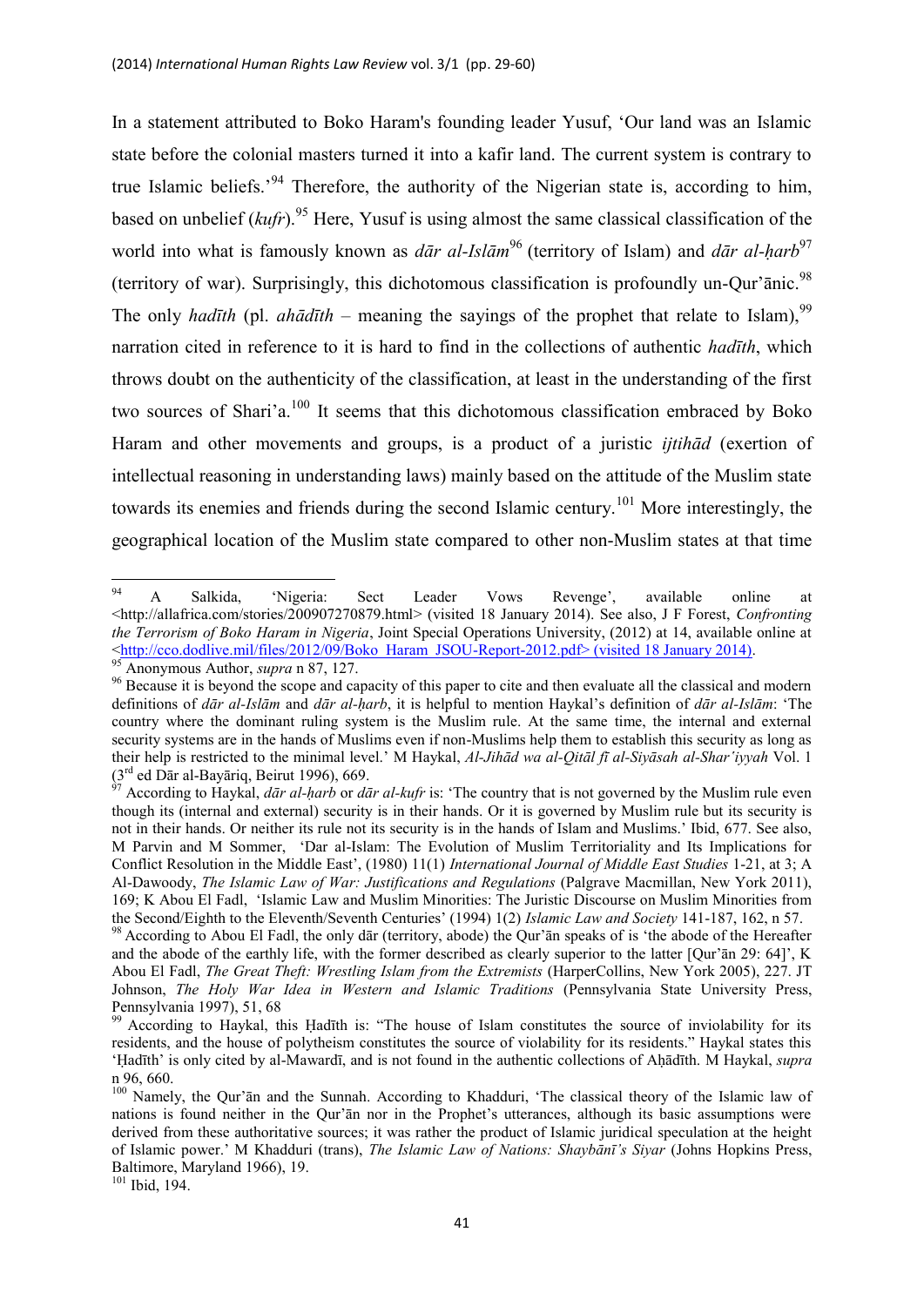In a statement attributed to Boko Haram's founding leader Yusuf, 'Our land was an Islamic state before the colonial masters turned it into a kafir land. The current system is contrary to true Islamic beliefs.'[94] Therefore, the authority of the Nigerian state is, according to him, based on unbelief (*kufr*).[95] Here, Yusuf is using almost the same classical classification of the world into what is famously known as *dār al-Islām*[96] (territory of Islam) and *dār al-ḥarb*[97] (territory of war). Surprisingly, this dichotomous classification is profoundly un-Qur'ānic.[98] The only *hadīth* (pl. *ahādīth* – meaning the sayings of the prophet that relate to Islam),[99] narration cited in reference to it is hard to find in the collections of authentic *hadīth*, which throws doubt on the authenticity of the classification, at least in the understanding of the first two sources of Shari'a.[100] It seems that this dichotomous classification embraced by Boko Haram and other movements and groups, is a product of a juristic *ijtihād* (exertion of intellectual reasoning in understanding laws) mainly based on the attitude of the Muslim state towards its enemies and friends during the second Islamic century.[101] More interestingly, the geographical location of the Muslim state compared to other non-Muslim states at that time

---

[94] A Salkida, 'Nigeria: Sect Leader Vows Revenge', available online at <http://allafrica.com/stories/200907270879.html> (visited 18 January 2014). See also, J F Forest, *Confronting the Terrorism of Boko Haram in Nigeria*, Joint Special Operations University, (2012) at 14, available online at <http://cco.dodlive.mil/files/2012/09/Boko_Haram_JSOU-Report-2012.pdf> (visited 18 January 2014).

[95] Anonymous Author, *supra* n 87, 127.

[96] Because it is beyond the scope and capacity of this paper to cite and then evaluate all the classical and modern definitions of *dār al-Islām* and *dār al-ḥarb*, it is helpful to mention Haykal's definition of *dār al-Islām*: 'The country where the dominant ruling system is the Muslim rule. At the same time, the internal and external security systems are in the hands of Muslims even if non-Muslims help them to establish this security as long as their help is restricted to the minimal level.' M Haykal, *Al-Jihād wa al-Qitāl fī al-Siyāsah al-Shar'iyyah* Vol. 1 (3rd ed Dār al-Bayāriq, Beirut 1996), 669.

[97] According to Haykal, *dār al-ḥarb* or *dār al-kufr* is: 'The country that is not governed by the Muslim rule even though its (internal and external) security is in their hands. Or it is governed by Muslim rule but its security is not in their hands. Or neither its rule not its security is in the hands of Islam and Muslims.' Ibid, 677. See also, M Parvin and M Sommer, 'Dar al-Islam: The Evolution of Muslim Territoriality and Its Implications for Conflict Resolution in the Middle East', (1980) 11(1) *International Journal of Middle East Studies* 1-21, at 3; A Al-Dawoody, *The Islamic Law of War: Justifications and Regulations* (Palgrave Macmillan, New York 2011), 169; K Abou El Fadl, 'Islamic Law and Muslim Minorities: The Juristic Discourse on Muslim Minorities from the Second/Eighth to the Eleventh/Seventh Centuries' (1994) 1(2) *Islamic Law and Society* 141-187, 162, n 57.

[98] According to Abou El Fadl, the only dār (territory, abode) the Qur'ān speaks of is 'the abode of the Hereafter and the abode of the earthly life, with the former described as clearly superior to the latter [Qur'ān 29: 64]', K Abou El Fadl, *The Great Theft: Wrestling Islam from the Extremists* (HarperCollins, New York 2005), 227. JT Johnson, *The Holy War Idea in Western and Islamic Traditions* (Pennsylvania State University Press, Pennsylvania 1997), 51, 68

[99] According to Haykal, this Ḥadīth is: "The house of Islam constitutes the source of inviolability for its residents, and the house of polytheism constitutes the source of violability for its residents." Haykal states this 'Ḥadīth' is only cited by al-Mawardī, and is not found in the authentic collections of Aḥādīth. M Haykal, *supra* n 96, 660.

[100] Namely, the Qur'ān and the Sunnah. According to Khadduri, 'The classical theory of the Islamic law of nations is found neither in the Qur'ān nor in the Prophet's utterances, although its basic assumptions were derived from these authoritative sources; it was rather the product of Islamic juridical speculation at the height of Islamic power.' M Khadduri (trans), *The Islamic Law of Nations: Shaybānī's Siyar* (Johns Hopkins Press, Baltimore, Maryland 1966), 19.

[101] Ibid, 194.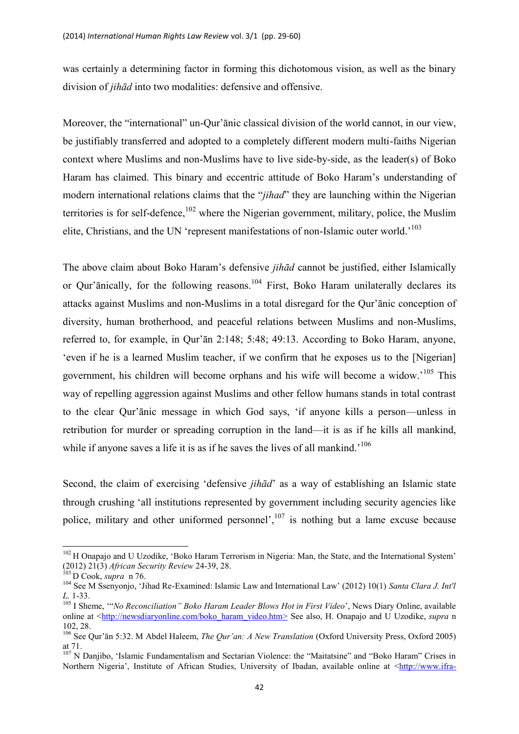was certainly a determining factor in forming this dichotomous vision, as well as the binary division of *jihād* into two modalities: defensive and offensive.

Moreover, the "international" un-Qur'ānic classical division of the world cannot, in our view, be justifiably transferred and adopted to a completely different modern multi-faiths Nigerian context where Muslims and non-Muslims have to live side-by-side, as the leader(s) of Boko Haram has claimed. This binary and eccentric attitude of Boko Haram's understanding of modern international relations claims that the "*jihad*" they are launching within the Nigerian territories is for self-defence,[102] where the Nigerian government, military, police, the Muslim elite, Christians, and the UN 'represent manifestations of non-Islamic outer world.'[103]

The above claim about Boko Haram's defensive *jihād* cannot be justified, either Islamically or Qur'ānically, for the following reasons.[104] First, Boko Haram unilaterally declares its attacks against Muslims and non-Muslims in a total disregard for the Qur'ānic conception of diversity, human brotherhood, and peaceful relations between Muslims and non-Muslims, referred to, for example, in Qur'ān 2:148; 5:48; 49:13. According to Boko Haram, anyone, 'even if he is a learned Muslim teacher, if we confirm that he exposes us to the [Nigerian] government, his children will become orphans and his wife will become a widow.'[105] This way of repelling aggression against Muslims and other fellow humans stands in total contrast to the clear Qur'ānic message in which God says, 'if anyone kills a person—unless in retribution for murder or spreading corruption in the land—it is as if he kills all mankind, while if anyone saves a life it is as if he saves the lives of all mankind.'[106]

Second, the claim of exercising 'defensive *jihād*' as a way of establishing an Islamic state through crushing 'all institutions represented by government including security agencies like police, military and other uniformed personnel',[107] is nothing but a lame excuse because

---

[102] H Onapajo and U Uzodike, 'Boko Haram Terrorism in Nigeria: Man, the State, and the International System' (2012) 21(3) *African Security Review* 24-39, 28.

[103] D Cook, *supra* n 76.

[104] See M Ssenyonjo, 'Jihad Re-Examined: Islamic Law and International Law' (2012) 10(1) *Santa Clara J. Int'l L.* 1-33.

[105] I Sheme, '"*No Reconciliation" Boko Haram Leader Blows Hot in First Video*', News Diary Online, available online at <http://newsdiaryonline.com/boko_haram_video.htm> See also, H. Onapajo and U Uzodike, *supra* n 102, 28.

[106] See Qur'ān 5:32. M Abdel Haleem, *The Qur'an: A New Translation* (Oxford University Press, Oxford 2005) at 71.

[107] N Danjibo, 'Islamic Fundamentalism and Sectarian Violence: the "Maitatsine" and "Boko Haram" Crises in Northern Nigeria', Institute of African Studies, University of Ibadan, available online at <http://www.ifra-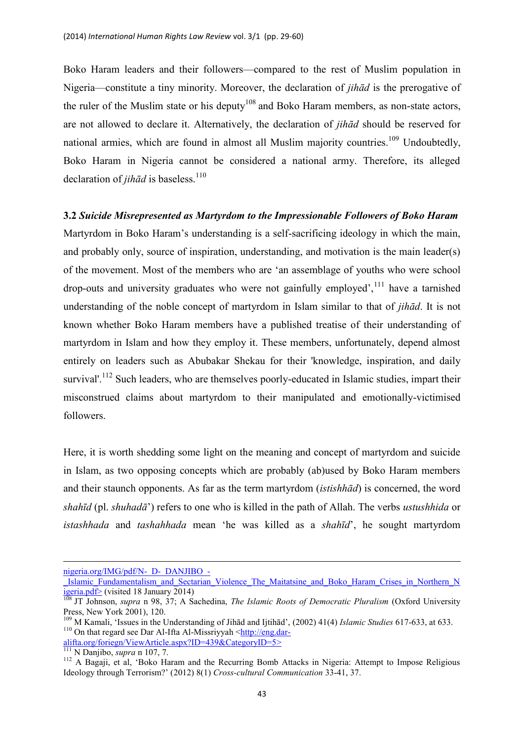Boko Haram leaders and their followers—compared to the rest of Muslim population in Nigeria—constitute a tiny minority. Moreover, the declaration of *jihād* is the prerogative of the ruler of the Muslim state or his deputy[108] and Boko Haram members, as non-state actors, are not allowed to declare it. Alternatively, the declaration of *jihād* should be reserved for national armies, which are found in almost all Muslim majority countries.[109] Undoubtedly, Boko Haram in Nigeria cannot be considered a national army. Therefore, its alleged declaration of *jihād* is baseless.[110]

### 3.2 *Suicide Misrepresented as Martyrdom to the Impressionable Followers of Boko Haram*

Martyrdom in Boko Haram's understanding is a self-sacrificing ideology in which the main, and probably only, source of inspiration, understanding, and motivation is the main leader(s) of the movement. Most of the members who are 'an assemblage of youths who were school drop-outs and university graduates who were not gainfully employed',[111] have a tarnished understanding of the noble concept of martyrdom in Islam similar to that of *jihād*. It is not known whether Boko Haram members have a published treatise of their understanding of martyrdom in Islam and how they employ it. These members, unfortunately, depend almost entirely on leaders such as Abubakar Shekau for their 'knowledge, inspiration, and daily survival'.[112] Such leaders, who are themselves poorly-educated in Islamic studies, impart their misconstrued claims about martyrdom to their manipulated and emotionally-victimised followers.

Here, it is worth shedding some light on the meaning and concept of martyrdom and suicide in Islam, as two opposing concepts which are probably (ab)used by Boko Haram members and their staunch opponents. As far as the term martyrdom (*istishhād*) is concerned, the word *shahīd* (pl. *shuhadā*') refers to one who is killed in the path of Allah. The verbs *ustushhida* or *istashhada* and *tashahhada* mean 'he was killed as a *shahīd*', he sought martyrdom

---

nigeria.org/IMG/pdf/N- D- DANJIBO - _Islamic_Fundamentalism_and_Sectarian_Violence_The_Maitatsine_and_Boko_Haram_Crises_in_Northern_Nigeria.pdf> (visited 18 January 2014)

[108] JT Johnson, *supra* n 98, 37; A Sachedina, *The Islamic Roots of Democratic Pluralism* (Oxford University Press, New York 2001), 120.

[109] M Kamali, 'Issues in the Understanding of Jihād and Ijtihād', (2002) 41(4) *Islamic Studies* 617-633, at 633.

[110] On that regard see Dar Al-Ifta Al-Missriyyah <http://eng.dar-alifta.org/foriegn/ViewArticle.aspx?ID=439&CategoryID=5>

[111] N Danjibo, *supra* n 107, 7.

[112] A Bagaji, et al, 'Boko Haram and the Recurring Bomb Attacks in Nigeria: Attempt to Impose Religious Ideology through Terrorism?' (2012) 8(1) *Cross-cultural Communication* 33-41, 37.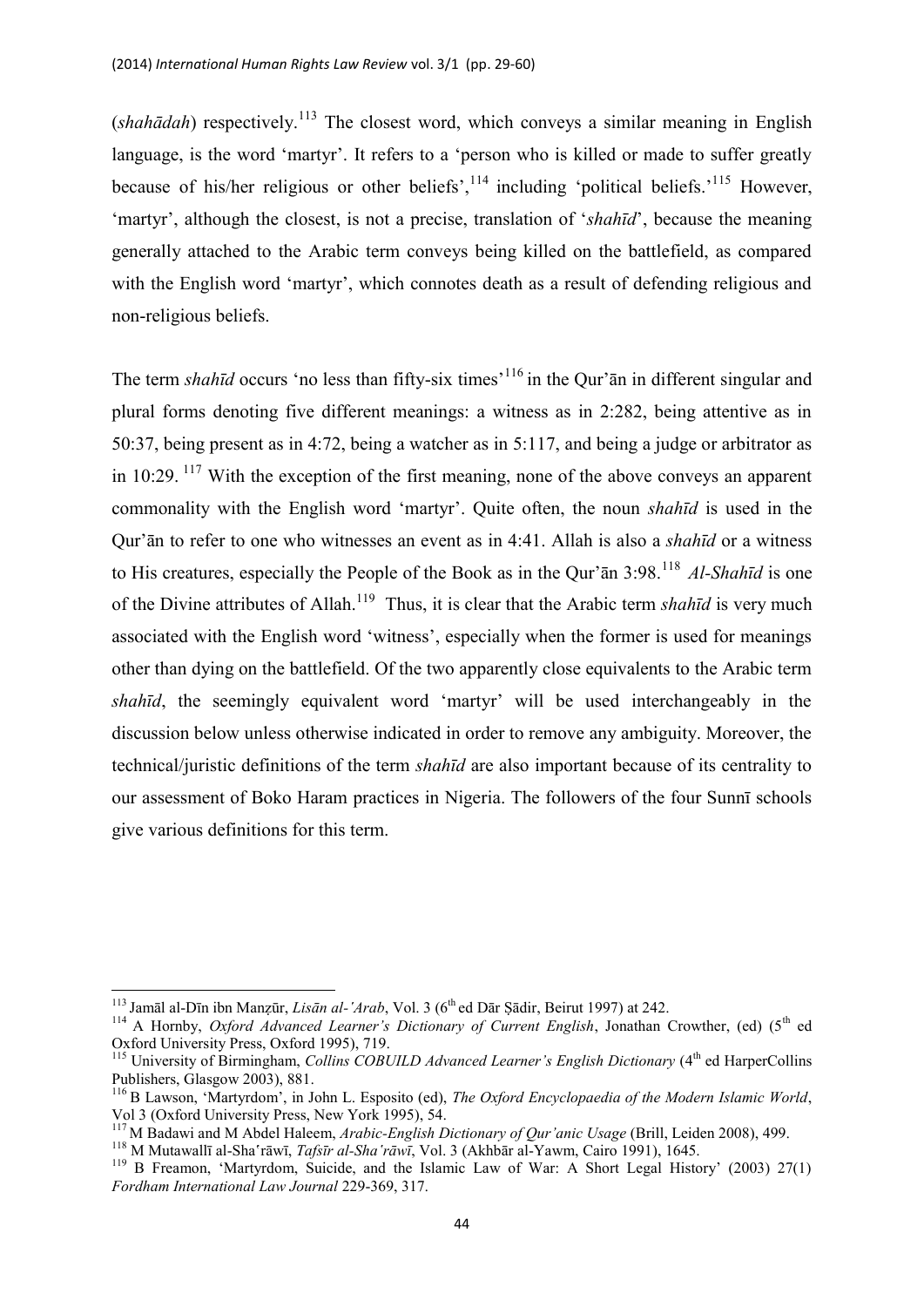(*shahādah*) respectively.[113] The closest word, which conveys a similar meaning in English language, is the word 'martyr'. It refers to a 'person who is killed or made to suffer greatly because of his/her religious or other beliefs',[114] including 'political beliefs.'[115] However, 'martyr', although the closest, is not a precise, translation of '*shahīd*', because the meaning generally attached to the Arabic term conveys being killed on the battlefield, as compared with the English word 'martyr', which connotes death as a result of defending religious and non-religious beliefs.

The term *shahīd* occurs 'no less than fifty-six times'[116] in the Qur'ān in different singular and plural forms denoting five different meanings: a witness as in 2:282, being attentive as in 50:37, being present as in 4:72, being a watcher as in 5:117, and being a judge or arbitrator as in 10:29.[117] With the exception of the first meaning, none of the above conveys an apparent commonality with the English word 'martyr'. Quite often, the noun *shahīd* is used in the Qur'ān to refer to one who witnesses an event as in 4:41. Allah is also a *shahīd* or a witness to His creatures, especially the People of the Book as in the Qur'ān 3:98.[118] *Al-Shahīd* is one of the Divine attributes of Allah.[119] Thus, it is clear that the Arabic term *shahīd* is very much associated with the English word 'witness', especially when the former is used for meanings other than dying on the battlefield. Of the two apparently close equivalents to the Arabic term *shahīd*, the seemingly equivalent word 'martyr' will be used interchangeably in the discussion below unless otherwise indicated in order to remove any ambiguity. Moreover, the technical/juristic definitions of the term *shahīd* are also important because of its centrality to our assessment of Boko Haram practices in Nigeria. The followers of the four Sunnī schools give various definitions for this term.

---

[113] Jamāl al-Dīn ibn Manẓūr, *Lisān al-'Arab*, Vol. 3 (6th ed Dār Ṣādir, Beirut 1997) at 242.

[114] A Hornby, *Oxford Advanced Learner's Dictionary of Current English*, Jonathan Crowther, (ed) (5th ed Oxford University Press, Oxford 1995), 719.

[115] University of Birmingham, *Collins COBUILD Advanced Learner's English Dictionary* (4th ed HarperCollins Publishers, Glasgow 2003), 881.

[116] B Lawson, 'Martyrdom', in John L. Esposito (ed), *The Oxford Encyclopaedia of the Modern Islamic World*, Vol 3 (Oxford University Press, New York 1995), 54.

[117] M Badawi and M Abdel Haleem, *Arabic-English Dictionary of Qur'anic Usage* (Brill, Leiden 2008), 499.

[118] M Mutawallī al-Sha'rāwī, *Tafsīr al-Sha'rāwī*, Vol. 3 (Akhbār al-Yawm, Cairo 1991), 1645.

[119] B Freamon, 'Martyrdom, Suicide, and the Islamic Law of War: A Short Legal History' (2003) 27(1) *Fordham International Law Journal* 229-369, 317.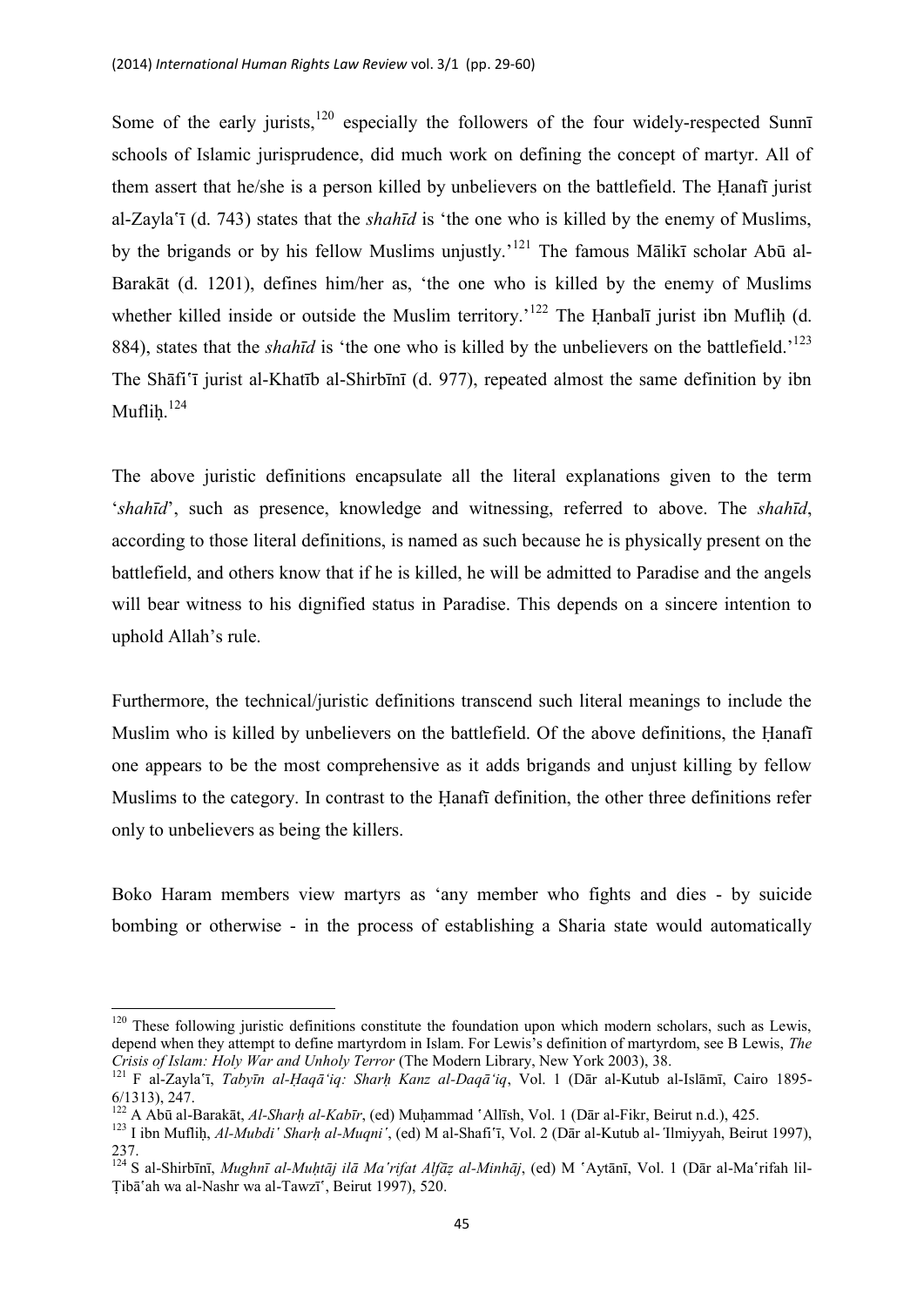Some of the early jurists,[120] especially the followers of the four widely-respected Sunnī schools of Islamic jurisprudence, did much work on defining the concept of martyr. All of them assert that he/she is a person killed by unbelievers on the battlefield. The Ḥanafī jurist al-Zaylaʿī (d. 743) states that the *shahīd* is 'the one who is killed by the enemy of Muslims, by the brigands or by his fellow Muslims unjustly.'[121] The famous Mālikī scholar Abū al-Barakāt (d. 1201), defines him/her as, 'the one who is killed by the enemy of Muslims whether killed inside or outside the Muslim territory.'[122] The Ḥanbalī jurist ibn Mufliḥ (d. 884), states that the *shahīd* is 'the one who is killed by the unbelievers on the battlefield.'[123] The Shāfiʿī jurist al-Khatīb al-Shirbīnī (d. 977), repeated almost the same definition by ibn Mufliḥ.[124]

The above juristic definitions encapsulate all the literal explanations given to the term '*shahīd*', such as presence, knowledge and witnessing, referred to above. The *shahīd*, according to those literal definitions, is named as such because he is physically present on the battlefield, and others know that if he is killed, he will be admitted to Paradise and the angels will bear witness to his dignified status in Paradise. This depends on a sincere intention to uphold Allah's rule.

Furthermore, the technical/juristic definitions transcend such literal meanings to include the Muslim who is killed by unbelievers on the battlefield. Of the above definitions, the Ḥanafī one appears to be the most comprehensive as it adds brigands and unjust killing by fellow Muslims to the category. In contrast to the Ḥanafī definition, the other three definitions refer only to unbelievers as being the killers.

Boko Haram members view martyrs as 'any member who fights and dies - by suicide bombing or otherwise - in the process of establishing a Sharia state would automatically

---

[120] These following juristic definitions constitute the foundation upon which modern scholars, such as Lewis, depend when they attempt to define martyrdom in Islam. For Lewis's definition of martyrdom, see B Lewis, *The Crisis of Islam: Holy War and Unholy Terror* (The Modern Library, New York 2003), 38.

[121] F al-Zaylaʿī, *Tabyīn al-Ḥaqā'iq: Sharḥ Kanz al-Daqā'iq*, Vol. 1 (Dār al-Kutub al-Islāmī, Cairo 1895-6/1313), 247.

[122] A Abū al-Barakāt, *Al-Sharḥ al-Kabīr*, (ed) Muḥammad ʿAllīsh, Vol. 1 (Dār al-Fikr, Beirut n.d.), 425.

[123] I ibn Mufliḥ, *Al-Mubdi' Sharḥ al-Muqni'*, (ed) M al-Shafiʿī, Vol. 2 (Dār al-Kutub al- ʿIlmiyyah, Beirut 1997), 237.

[124] S al-Shirbīnī, *Mughnī al-Muḥtāj ilā Ma'rifat Alfāẓ al-Minhāj*, (ed) M ʿAytānī, Vol. 1 (Dār al-Maʿrifah lil-Ṭibāʿah wa al-Nashr wa al-Tawzīʿ, Beirut 1997), 520.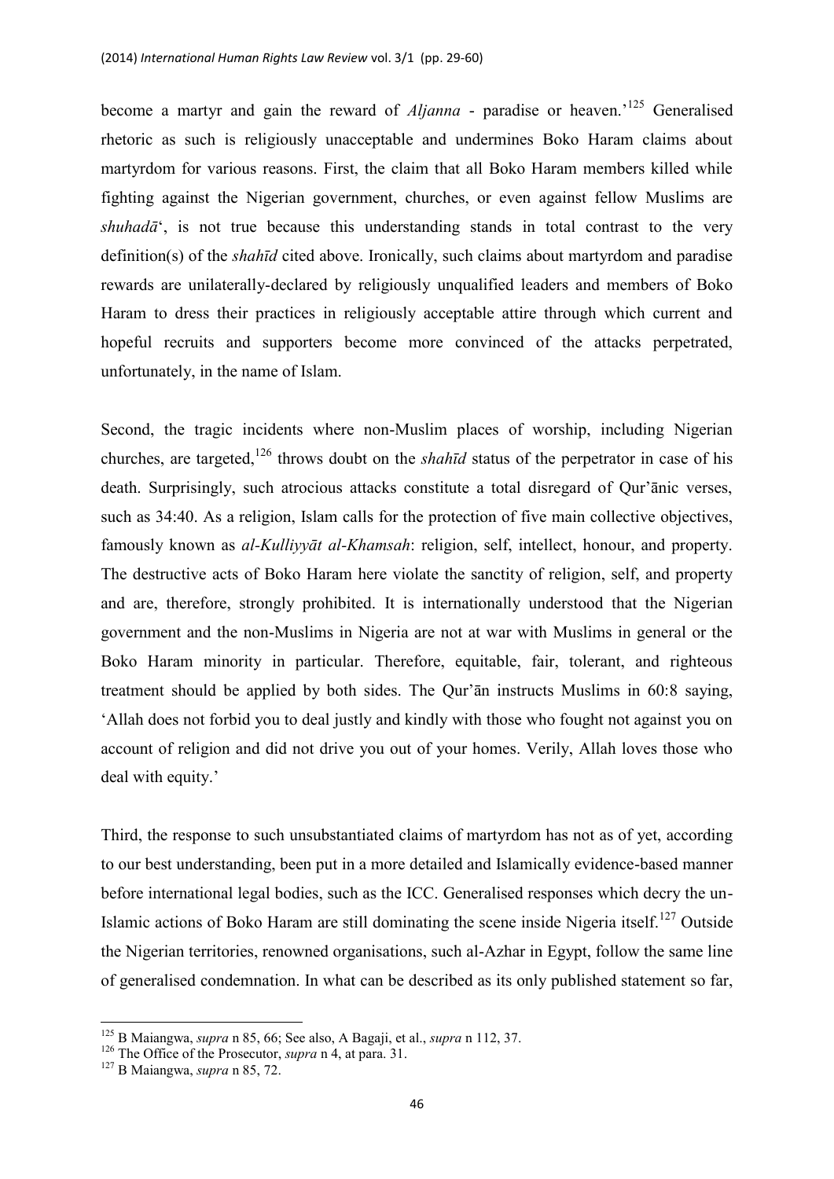become a martyr and gain the reward of *Aljanna* - paradise or heaven.'[125] Generalised rhetoric as such is religiously unacceptable and undermines Boko Haram claims about martyrdom for various reasons. First, the claim that all Boko Haram members killed while fighting against the Nigerian government, churches, or even against fellow Muslims are *shuhadā*', is not true because this understanding stands in total contrast to the very definition(s) of the *shahīd* cited above. Ironically, such claims about martyrdom and paradise rewards are unilaterally-declared by religiously unqualified leaders and members of Boko Haram to dress their practices in religiously acceptable attire through which current and hopeful recruits and supporters become more convinced of the attacks perpetrated, unfortunately, in the name of Islam.

Second, the tragic incidents where non-Muslim places of worship, including Nigerian churches, are targeted,[126] throws doubt on the *shahīd* status of the perpetrator in case of his death. Surprisingly, such atrocious attacks constitute a total disregard of Qur'ānic verses, such as 34:40. As a religion, Islam calls for the protection of five main collective objectives, famously known as *al-Kulliyyāt al-Khamsah*: religion, self, intellect, honour, and property. The destructive acts of Boko Haram here violate the sanctity of religion, self, and property and are, therefore, strongly prohibited. It is internationally understood that the Nigerian government and the non-Muslims in Nigeria are not at war with Muslims in general or the Boko Haram minority in particular. Therefore, equitable, fair, tolerant, and righteous treatment should be applied by both sides. The Qur'ān instructs Muslims in 60:8 saying, 'Allah does not forbid you to deal justly and kindly with those who fought not against you on account of religion and did not drive you out of your homes. Verily, Allah loves those who deal with equity.'

Third, the response to such unsubstantiated claims of martyrdom has not as of yet, according to our best understanding, been put in a more detailed and Islamically evidence-based manner before international legal bodies, such as the ICC. Generalised responses which decry the un-Islamic actions of Boko Haram are still dominating the scene inside Nigeria itself.[127] Outside the Nigerian territories, renowned organisations, such al-Azhar in Egypt, follow the same line of generalised condemnation. In what can be described as its only published statement so far,

---

[125] B Maiangwa, *supra* n 85, 66; See also, A Bagaji, et al., *supra* n 112, 37.

[126] The Office of the Prosecutor, *supra* n 4, at para. 31.

[127] B Maiangwa, *supra* n 85, 72.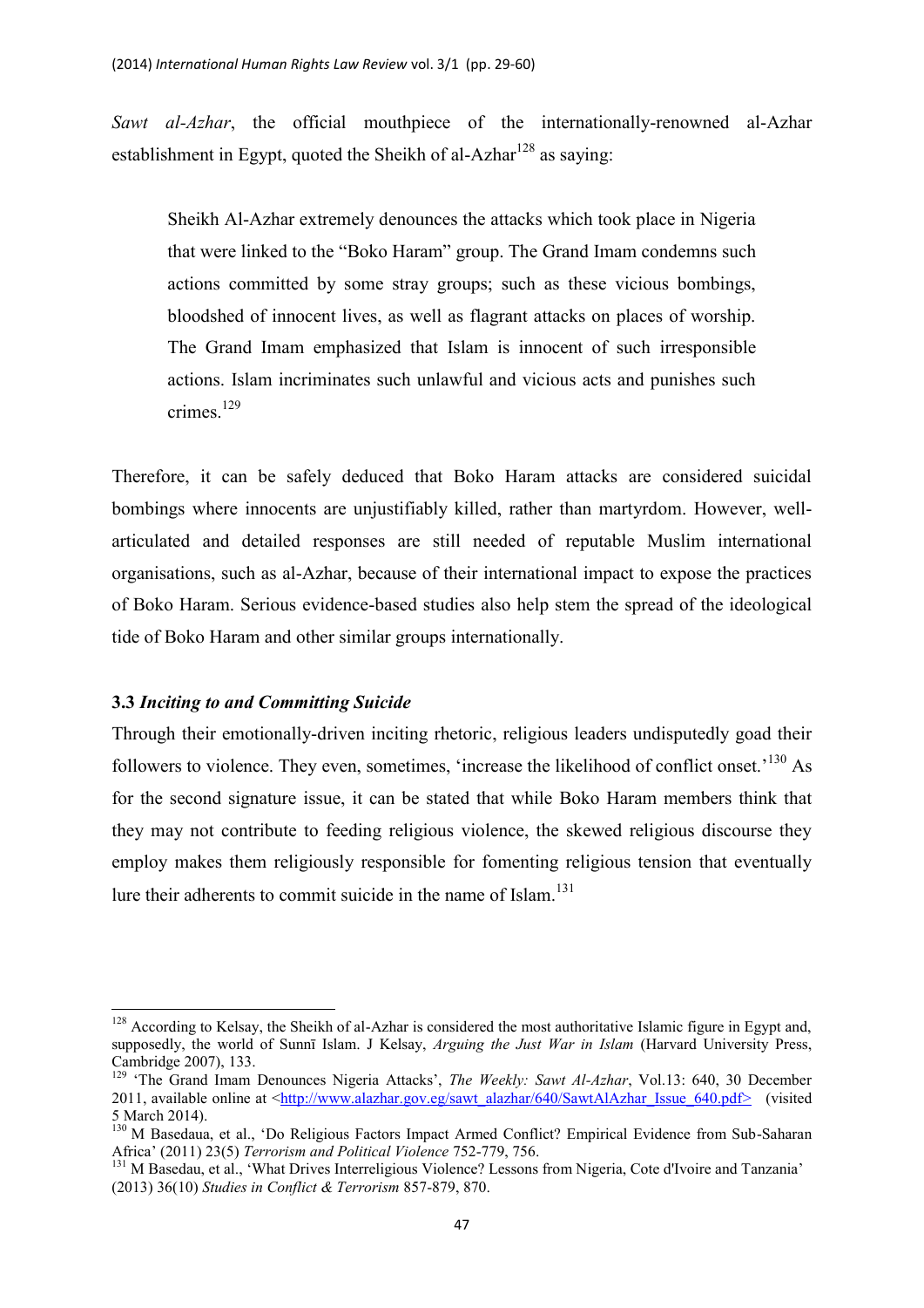*Sawt al-Azhar*, the official mouthpiece of the internationally-renowned al-Azhar establishment in Egypt, quoted the Sheikh of al-Azhar[128] as saying:

> Sheikh Al-Azhar extremely denounces the attacks which took place in Nigeria that were linked to the "Boko Haram" group. The Grand Imam condemns such actions committed by some stray groups; such as these vicious bombings, bloodshed of innocent lives, as well as flagrant attacks on places of worship. The Grand Imam emphasized that Islam is innocent of such irresponsible actions. Islam incriminates such unlawful and vicious acts and punishes such crimes.[129]

Therefore, it can be safely deduced that Boko Haram attacks are considered suicidal bombings where innocents are unjustifiably killed, rather than martyrdom. However, well-articulated and detailed responses are still needed of reputable Muslim international organisations, such as al-Azhar, because of their international impact to expose the practices of Boko Haram. Serious evidence-based studies also help stem the spread of the ideological tide of Boko Haram and other similar groups internationally.

### 3.3 *Inciting to and Committing Suicide*

Through their emotionally-driven inciting rhetoric, religious leaders undisputedly goad their followers to violence. They even, sometimes, 'increase the likelihood of conflict onset.'[130] As for the second signature issue, it can be stated that while Boko Haram members think that they may not contribute to feeding religious violence, the skewed religious discourse they employ makes them religiously responsible for fomenting religious tension that eventually lure their adherents to commit suicide in the name of Islam.[131]

---

[128] According to Kelsay, the Sheikh of al-Azhar is considered the most authoritative Islamic figure in Egypt and, supposedly, the world of Sunnī Islam. J Kelsay, *Arguing the Just War in Islam* (Harvard University Press, Cambridge 2007), 133.

[129] 'The Grand Imam Denounces Nigeria Attacks', *The Weekly: Sawt Al-Azhar*, Vol.13: 640, 30 December 2011, available online at <http://www.alazhar.gov.eg/sawt_alazhar/640/SawtAlAzhar_Issue_640.pdf> (visited 5 March 2014).

[130] M Basedaua, et al., 'Do Religious Factors Impact Armed Conflict? Empirical Evidence from Sub-Saharan Africa' (2011) 23(5) *Terrorism and Political Violence* 752-779, 756.

[131] M Basedau, et al., 'What Drives Interreligious Violence? Lessons from Nigeria, Cote d'Ivoire and Tanzania' (2013) 36(10) *Studies in Conflict & Terrorism* 857-879, 870.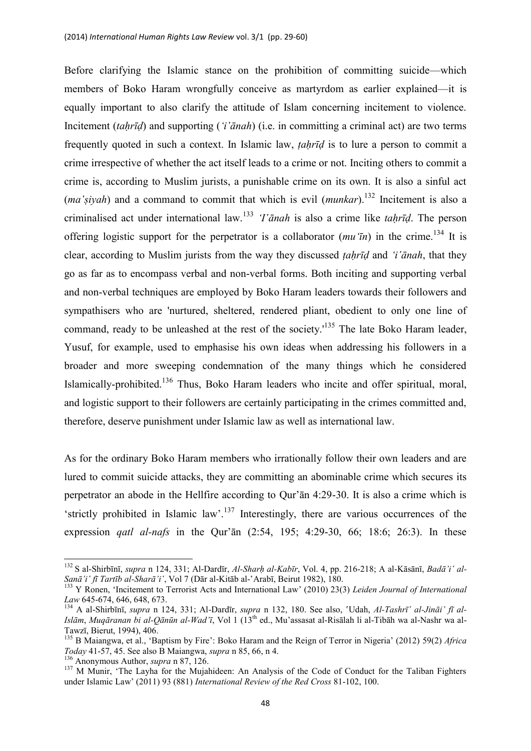Before clarifying the Islamic stance on the prohibition of committing suicide—which members of Boko Haram wrongfully conceive as martyrdom as earlier explained—it is equally important to also clarify the attitude of Islam concerning incitement to violence. Incitement (*taḥrīḍ*) and supporting (*'iʿānah*) (i.e. in committing a criminal act) are two terms frequently quoted in such a context. In Islamic law, *ṭaḥrīḍ* is to lure a person to commit a crime irrespective of whether the act itself leads to a crime or not. Inciting others to commit a crime is, according to Muslim jurists, a punishable crime on its own. It is also a sinful act (*maʿṣiyah*) and a command to commit that which is evil (*munkar*).[132] Incitement is also a criminalised act under international law.[133] *'Iʿānah* is also a crime like *taḥrīḍ*. The person offering logistic support for the perpetrator is a collaborator (*mu'īn*) in the crime.[134] It is clear, according to Muslim jurists from the way they discussed *ṭaḥrīḍ* and *'iʿānah*, that they go as far as to encompass verbal and non-verbal forms. Both inciting and supporting verbal and non-verbal techniques are employed by Boko Haram leaders towards their followers and sympathisers who are 'nurtured, sheltered, rendered pliant, obedient to only one line of command, ready to be unleashed at the rest of the society.'[135] The late Boko Haram leader, Yusuf, for example, used to emphasise his own ideas when addressing his followers in a broader and more sweeping condemnation of the many things which he considered Islamically-prohibited.[136] Thus, Boko Haram leaders who incite and offer spiritual, moral, and logistic support to their followers are certainly participating in the crimes committed and, therefore, deserve punishment under Islamic law as well as international law.

As for the ordinary Boko Haram members who irrationally follow their own leaders and are lured to commit suicide attacks, they are committing an abominable crime which secures its perpetrator an abode in the Hellfire according to Qur'ān 4:29-30. It is also a crime which is 'strictly prohibited in Islamic law'.[137] Interestingly, there are various occurrences of the expression *qatl al-nafs* in the Qur'ān (2:54, 195; 4:29-30, 66; 18:6; 26:3). In these

---

[132] S al-Shirbīnī, *supra* n 124, 331; Al-Dardīr, *Al-Sharḥ al-Kabīr*, Vol. 4, pp. 216-218; A al-Kāsānī, *Badā'iʿ al-Sanā'iʿ fī Tartīb al-Sharā'iʿ*, Vol 7 (Dār al-Kitāb al-ʿArabī, Beirut 1982), 180.

[133] Y Ronen, 'Incitement to Terrorist Acts and International Law' (2010) 23(3) *Leiden Journal of International Law* 645-674, 646, 648, 673.

[134] A al-Shirbīnī, *supra* n 124, 331; Al-Dardīr, *supra* n 132, 180. See also, ʿUdah, *Al-Tashrīʿ al-Jināi' fī al-Islām*, *Muqāranan bi al-Qānūn al-Wad'ī*, Vol 1 (13th ed., Mu'assasat al-Risālah li al-Tibāh wa al-Nashr wa al-Tawzī, Bierut, 1994), 406.

[135] B Maiangwa, et al., 'Baptism by Fire': Boko Haram and the Reign of Terror in Nigeria' (2012) 59(2) *Africa Today* 41-57, 45. See also B Maiangwa, *supra* n 85, 66, n 4.

[136] Anonymous Author, *supra* n 87, 126.

[137] M Munir, 'The Layha for the Mujahideen: An Analysis of the Code of Conduct for the Taliban Fighters under Islamic Law' (2011) 93 (881) *International Review of the Red Cross* 81-102, 100.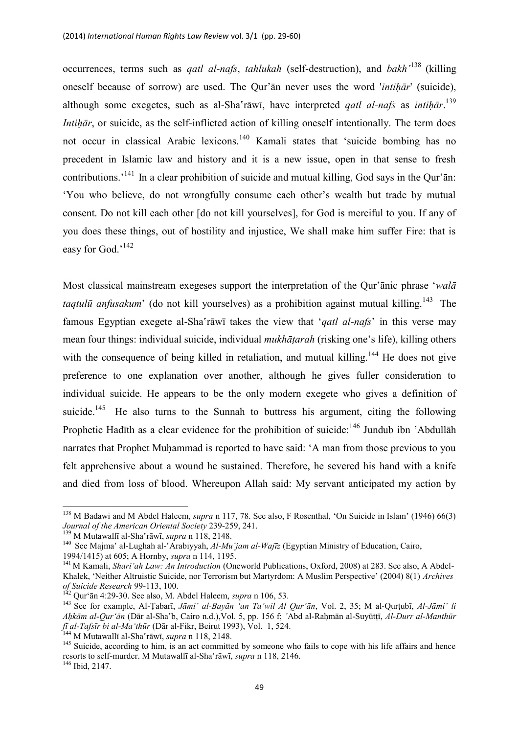occurrences, terms such as *qatl al-nafs*, *tahlukah* (self-destruction), and *bakh'*[138] (killing oneself because of sorrow) are used. The Qur'ān never uses the word '*intiḥār*' (suicide), although some exegetes, such as al-Shaʽrāwī, have interpreted *qatl al-nafs* as *intiḥār*.[139] *Intiḥār*, or suicide, as the self-inflicted action of killing oneself intentionally. The term does not occur in classical Arabic lexicons.[140] Kamali states that 'suicide bombing has no precedent in Islamic law and history and it is a new issue, open in that sense to fresh contributions.'[141] In a clear prohibition of suicide and mutual killing, God says in the Qur'ān: 'You who believe, do not wrongfully consume each other's wealth but trade by mutual consent. Do not kill each other [do not kill yourselves], for God is merciful to you. If any of you does these things, out of hostility and injustice, We shall make him suffer Fire: that is easy for God.'[142]

Most classical mainstream exegeses support the interpretation of the Qur'ānic phrase '*walā taqtulū anfusakum*' (do not kill yourselves) as a prohibition against mutual killing.[143] The famous Egyptian exegete al-Shaʽrāwī takes the view that '*qatl al-nafs*' in this verse may mean four things: individual suicide, individual *mukhāṭarah* (risking one's life), killing others with the consequence of being killed in retaliation, and mutual killing.[144] He does not give preference to one explanation over another, although he gives fuller consideration to individual suicide. He appears to be the only modern exegete who gives a definition of suicide.[145] He also turns to the Sunnah to buttress his argument, citing the following Prophetic Hadīth as a clear evidence for the prohibition of suicide:[146] Jundub ibn ʽAbdullāh narrates that Prophet Muḥammad is reported to have said: 'A man from those previous to you felt apprehensive about a wound he sustained. Therefore, he severed his hand with a knife and died from loss of blood. Whereupon Allah said: My servant anticipated my action by

---

[138] M Badawi and M Abdel Haleem, *supra* n 117, 78. See also, F Rosenthal, 'On Suicide in Islam' (1946) 66(3) *Journal of the American Oriental Society* 239-259, 241.

[139] M Mutawallī al-Shaʽrāwī, *supra* n 118, 2148.

[140] See Majmaʽ al-Lughah al-ʽArabiyyah, *Al-Muʽjam al-Wajīz* (Egyptian Ministry of Education, Cairo, 1994/1415) at 605; A Hornby, *supra* n 114, 1195.

[141] M Kamali, *Shari'ah Law: An Introduction* (Oneworld Publications, Oxford, 2008) at 283. See also, A Abdel-Khalek, 'Neither Altruistic Suicide, nor Terrorism but Martyrdom: A Muslim Perspective' (2004) 8(1) *Archives of Suicide Research* 99-113, 100.

[142] Qur'ān 4:29-30. See also, M. Abdel Haleem, *supra* n 106, 53.

[143] See for example, Al-Ṭabarī, *Jāmiʽ al-Bayān ʽan Ta'wil Al Qur'ān*, Vol. 2, 35; M al-Qurṭubī, *Al-Jāmiʽ li Aḥkām al-Qur'ān* (Dār al-Shaʽb, Cairo n.d.),Vol. 5, pp. 156 f; ʽAbd al-Raḥmān al-Suyūṭī, *Al-Durr al-Manthūr fī al-Tafsīr bi al-Ma'thūr* (Dār al-Fikr, Beirut 1993), Vol. 1, 524.

[144] M Mutawallī al-Shaʽrāwī, *supra* n 118, 2148.

[145] Suicide, according to him, is an act committed by someone who fails to cope with his life affairs and hence resorts to self-murder. M Mutawallī al-Shaʽrāwī, *supra* n 118, 2146.

[146] Ibid, 2147.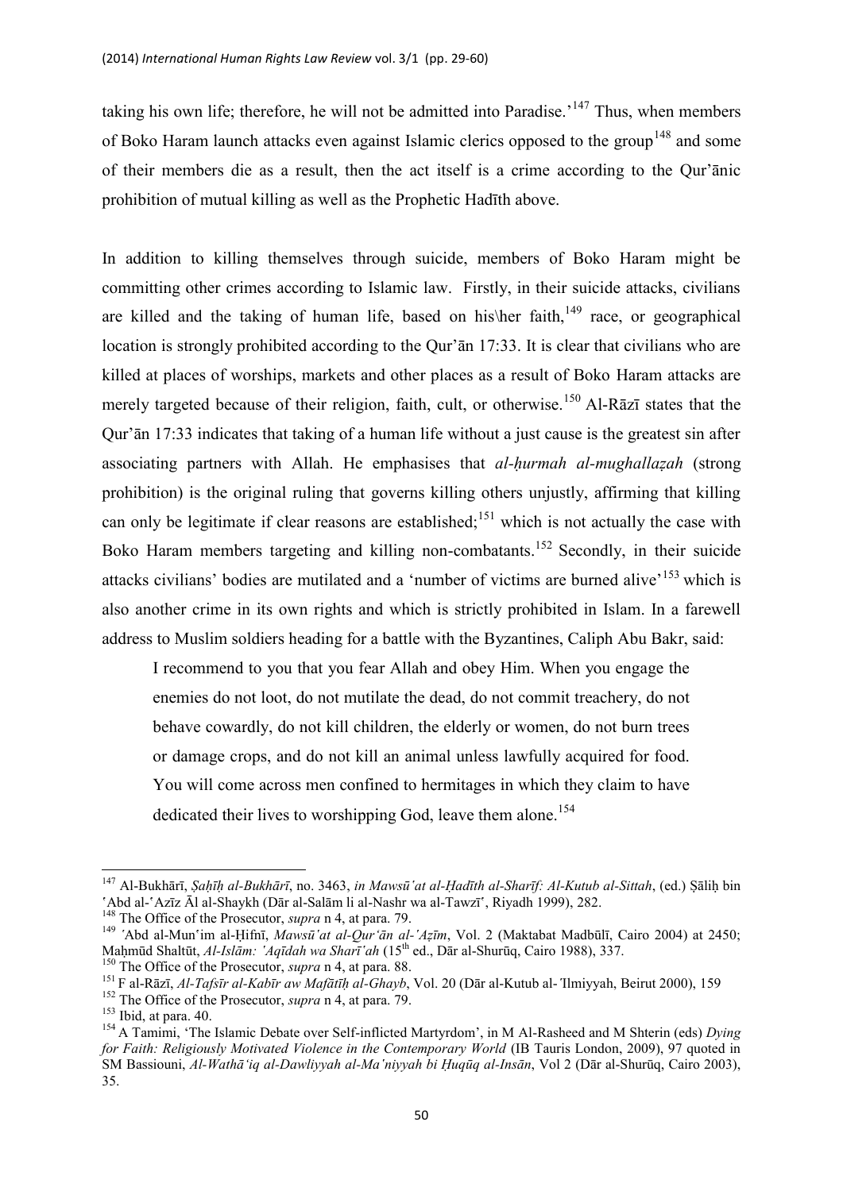taking his own life; therefore, he will not be admitted into Paradise.'[147] Thus, when members of Boko Haram launch attacks even against Islamic clerics opposed to the group[148] and some of their members die as a result, then the act itself is a crime according to the Qur'ānic prohibition of mutual killing as well as the Prophetic Hadīth above.

In addition to killing themselves through suicide, members of Boko Haram might be committing other crimes according to Islamic law. Firstly, in their suicide attacks, civilians are killed and the taking of human life, based on his\her faith,[149] race, or geographical location is strongly prohibited according to the Qur'ān 17:33. It is clear that civilians who are killed at places of worships, markets and other places as a result of Boko Haram attacks are merely targeted because of their religion, faith, cult, or otherwise.[150] Al-Rāzī states that the Qur'ān 17:33 indicates that taking of a human life without a just cause is the greatest sin after associating partners with Allah. He emphasises that *al-ḥurmah al-mughallaẓah* (strong prohibition) is the original ruling that governs killing others unjustly, affirming that killing can only be legitimate if clear reasons are established;[151] which is not actually the case with Boko Haram members targeting and killing non-combatants.[152] Secondly, in their suicide attacks civilians' bodies are mutilated and a 'number of victims are burned alive'[153] which is also another crime in its own rights and which is strictly prohibited in Islam. In a farewell address to Muslim soldiers heading for a battle with the Byzantines, Caliph Abu Bakr, said:

> I recommend to you that you fear Allah and obey Him. When you engage the enemies do not loot, do not mutilate the dead, do not commit treachery, do not behave cowardly, do not kill children, the elderly or women, do not burn trees or damage crops, and do not kill an animal unless lawfully acquired for food. You will come across men confined to hermitages in which they claim to have dedicated their lives to worshipping God, leave them alone.[154]

---

[147] Al-Bukhārī, *Ṣaḥīḥ al-Bukhārī*, no. 3463, *in Mawsū'at al-Ḥadīth al-Sharīf: Al-Kutub al-Sittah*, (ed.) Ṣāliḥ bin ʹAbd al-ʹAzīz Āl al-Shaykh (Dār al-Salām li al-Nashr wa al-Tawzīʹ, Riyadh 1999), 282.

[148] The Office of the Prosecutor, *supra* n 4, at para. 79.

[149] ʹAbd al-Munʹim al-Ḥifnī, *Mawsū'at al-Qur'ān al-ʹAẓīm*, Vol. 2 (Maktabat Madbūlī, Cairo 2004) at 2450; Maḥmūd Shaltūt, *Al-Islām: ʹAqīdah wa Sharīʹah* (15th ed., Dār al-Shurūq, Cairo 1988), 337.

[150] The Office of the Prosecutor, *supra* n 4, at para. 88.

[151] F al-Rāzī, *Al-Tafsīr al-Kabīr aw Mafātīḥ al-Ghayb*, Vol. 20 (Dār al-Kutub al-ʹIlmiyyah, Beirut 2000), 159

[152] The Office of the Prosecutor, *supra* n 4, at para. 79.

[153] Ibid, at para. 40.

[154] A Tamimi, 'The Islamic Debate over Self-inflicted Martyrdom', in M Al-Rasheed and M Shterin (eds) *Dying for Faith: Religiously Motivated Violence in the Contemporary World* (IB Tauris London, 2009), 97 quoted in SM Bassiouni, *Al-Wathā'iq al-Dawliyyah al-Maʹniyyah bi Ḥuqūq al-Insān*, Vol 2 (Dār al-Shurūq, Cairo 2003), 35.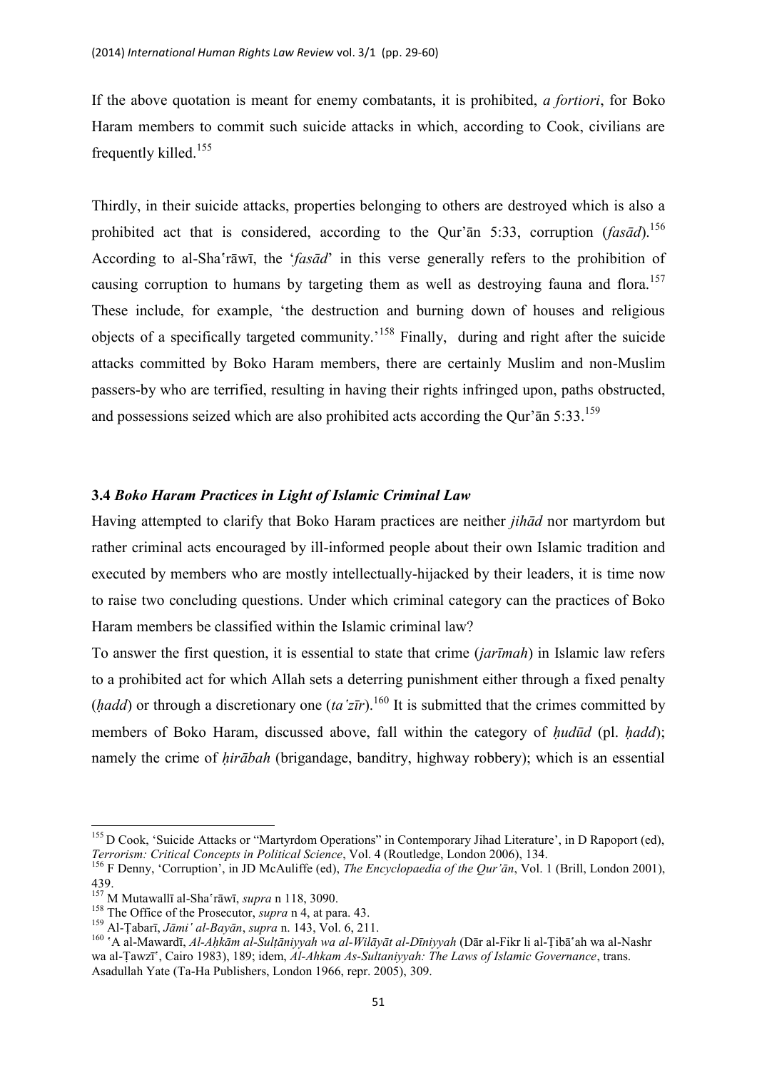If the above quotation is meant for enemy combatants, it is prohibited, *a fortiori*, for Boko Haram members to commit such suicide attacks in which, according to Cook, civilians are frequently killed.[155]

Thirdly, in their suicide attacks, properties belonging to others are destroyed which is also a prohibited act that is considered, according to the Qur'ān 5:33, corruption (*fasād*).[156] According to al-Shaʻrāwī, the '*fasād*' in this verse generally refers to the prohibition of causing corruption to humans by targeting them as well as destroying fauna and flora.[157] These include, for example, 'the destruction and burning down of houses and religious objects of a specifically targeted community.'[158] Finally, during and right after the suicide attacks committed by Boko Haram members, there are certainly Muslim and non-Muslim passers-by who are terrified, resulting in having their rights infringed upon, paths obstructed, and possessions seized which are also prohibited acts according the Qur'ān 5:33.[159]

### 3.4 *Boko Haram Practices in Light of Islamic Criminal Law*

Having attempted to clarify that Boko Haram practices are neither *jihād* nor martyrdom but rather criminal acts encouraged by ill-informed people about their own Islamic tradition and executed by members who are mostly intellectually-hijacked by their leaders, it is time now to raise two concluding questions. Under which criminal category can the practices of Boko Haram members be classified within the Islamic criminal law?

To answer the first question, it is essential to state that crime (*jarīmah*) in Islamic law refers to a prohibited act for which Allah sets a deterring punishment either through a fixed penalty (*ḥadd*) or through a discretionary one (*ta'zīr*).[160] It is submitted that the crimes committed by members of Boko Haram, discussed above, fall within the category of *ḥudūd* (pl. *ḥadd*); namely the crime of *ḥirābah* (brigandage, banditry, highway robbery); which is an essential

---

[155] D Cook, 'Suicide Attacks or "Martyrdom Operations" in Contemporary Jihad Literature', in D Rapoport (ed), *Terrorism: Critical Concepts in Political Science*, Vol. 4 (Routledge, London 2006), 134.

[156] F Denny, 'Corruption', in JD McAuliffe (ed), *The Encyclopaedia of the Qur'ān*, Vol. 1 (Brill, London 2001), 439.

[157] M Mutawallī al-Shaʻrāwī, *supra* n 118, 3090.

[158] The Office of the Prosecutor, *supra* n 4, at para. 43.

[159] Al-Ṭabarī, *Jāmi' al-Bayān*, *supra* n. 143, Vol. 6, 211.

[160] 'A al-Mawardī, *Al-Aḥkām al-Sulṭāniyyah wa al-Wilāyāt al-Dīniyyah* (Dār al-Fikr li al-Ṭibāʻah wa al-Nashr wa al-Ṭawzīʻ, Cairo 1983), 189; idem, *Al-Ahkam As-Sultaniyyah: The Laws of Islamic Governance*, trans. Asadullah Yate (Ta-Ha Publishers, London 1966, repr. 2005), 309.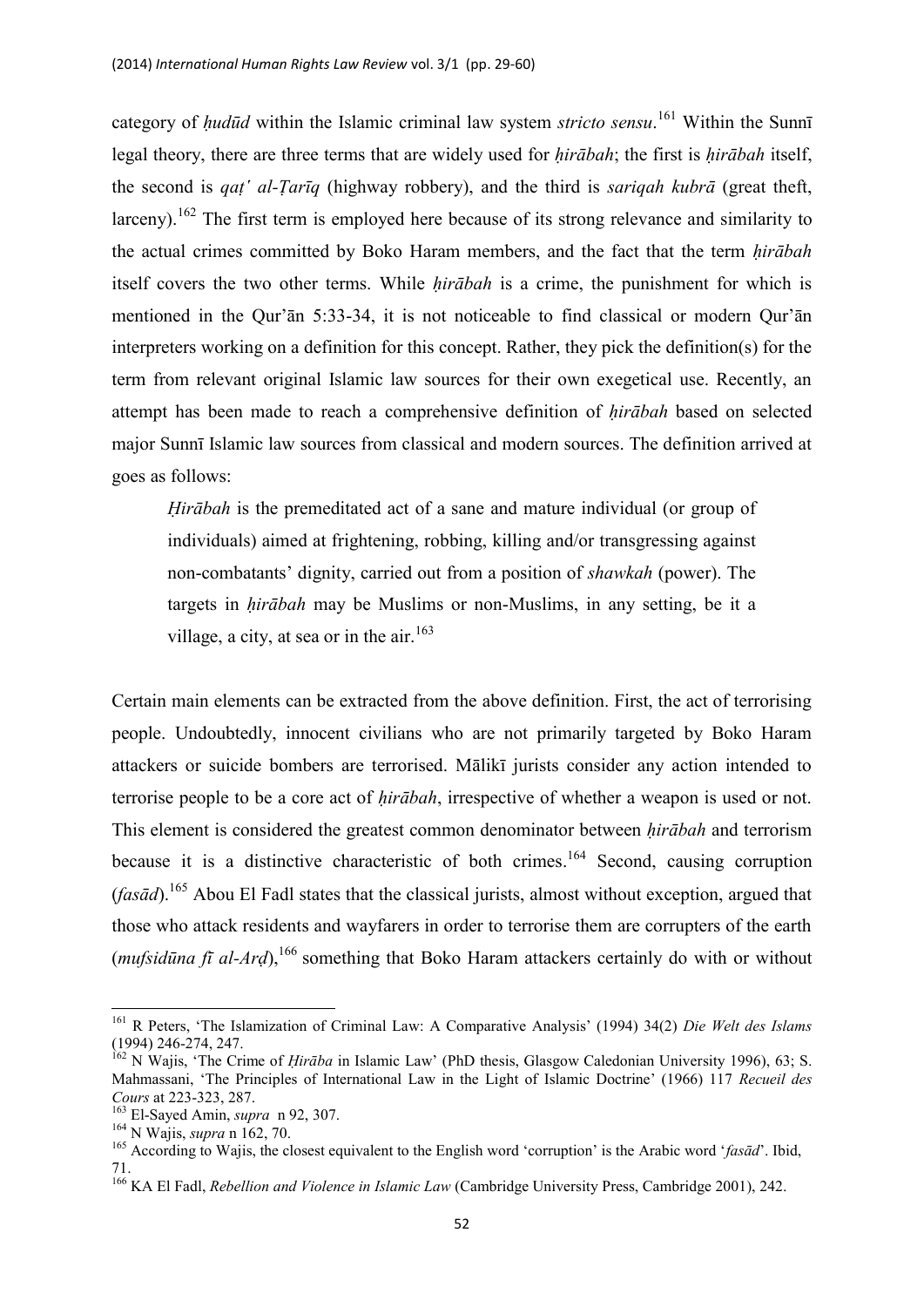category of *ḥudūd* within the Islamic criminal law system *stricto sensu*.[161] Within the Sunnī legal theory, there are three terms that are widely used for *ḥirābah*; the first is *ḥirābah* itself, the second is *qaṭ' al-Ṭarīq* (highway robbery), and the third is *sariqah kubrā* (great theft, larceny).[162] The first term is employed here because of its strong relevance and similarity to the actual crimes committed by Boko Haram members, and the fact that the term *ḥirābah* itself covers the two other terms. While *ḥirābah* is a crime, the punishment for which is mentioned in the Qur'ān 5:33-34, it is not noticeable to find classical or modern Qur'ān interpreters working on a definition for this concept. Rather, they pick the definition(s) for the term from relevant original Islamic law sources for their own exegetical use. Recently, an attempt has been made to reach a comprehensive definition of *ḥirābah* based on selected major Sunnī Islamic law sources from classical and modern sources. The definition arrived at goes as follows:

> *Ḥirābah* is the premeditated act of a sane and mature individual (or group of individuals) aimed at frightening, robbing, killing and/or transgressing against non-combatants' dignity, carried out from a position of *shawkah* (power). The targets in *ḥirābah* may be Muslims or non-Muslims, in any setting, be it a village, a city, at sea or in the air.[163]

Certain main elements can be extracted from the above definition. First, the act of terrorising people. Undoubtedly, innocent civilians who are not primarily targeted by Boko Haram attackers or suicide bombers are terrorised. Mālikī jurists consider any action intended to terrorise people to be a core act of *ḥirābah*, irrespective of whether a weapon is used or not. This element is considered the greatest common denominator between *ḥirābah* and terrorism because it is a distinctive characteristic of both crimes.[164] Second, causing corruption (*fasād*).[165] Abou El Fadl states that the classical jurists, almost without exception, argued that those who attack residents and wayfarers in order to terrorise them are corrupters of the earth (*mufsidūna fī al-Arḍ*),[166] something that Boko Haram attackers certainly do with or without

---

[161] R Peters, 'The Islamization of Criminal Law: A Comparative Analysis' (1994) 34(2) *Die Welt des Islams* (1994) 246-274, 247.

[162] N Wajis, 'The Crime of *Ḥirāba* in Islamic Law' (PhD thesis, Glasgow Caledonian University 1996), 63; S. Mahmassani, 'The Principles of International Law in the Light of Islamic Doctrine' (1966) 117 *Recueil des Cours* at 223-323, 287.

[163] El-Sayed Amin, *supra* n 92, 307.

[164] N Wajis, *supra* n 162, 70.

[165] According to Wajis, the closest equivalent to the English word 'corruption' is the Arabic word '*fasād*'. Ibid, 71.

[166] KA El Fadl, *Rebellion and Violence in Islamic Law* (Cambridge University Press, Cambridge 2001), 242.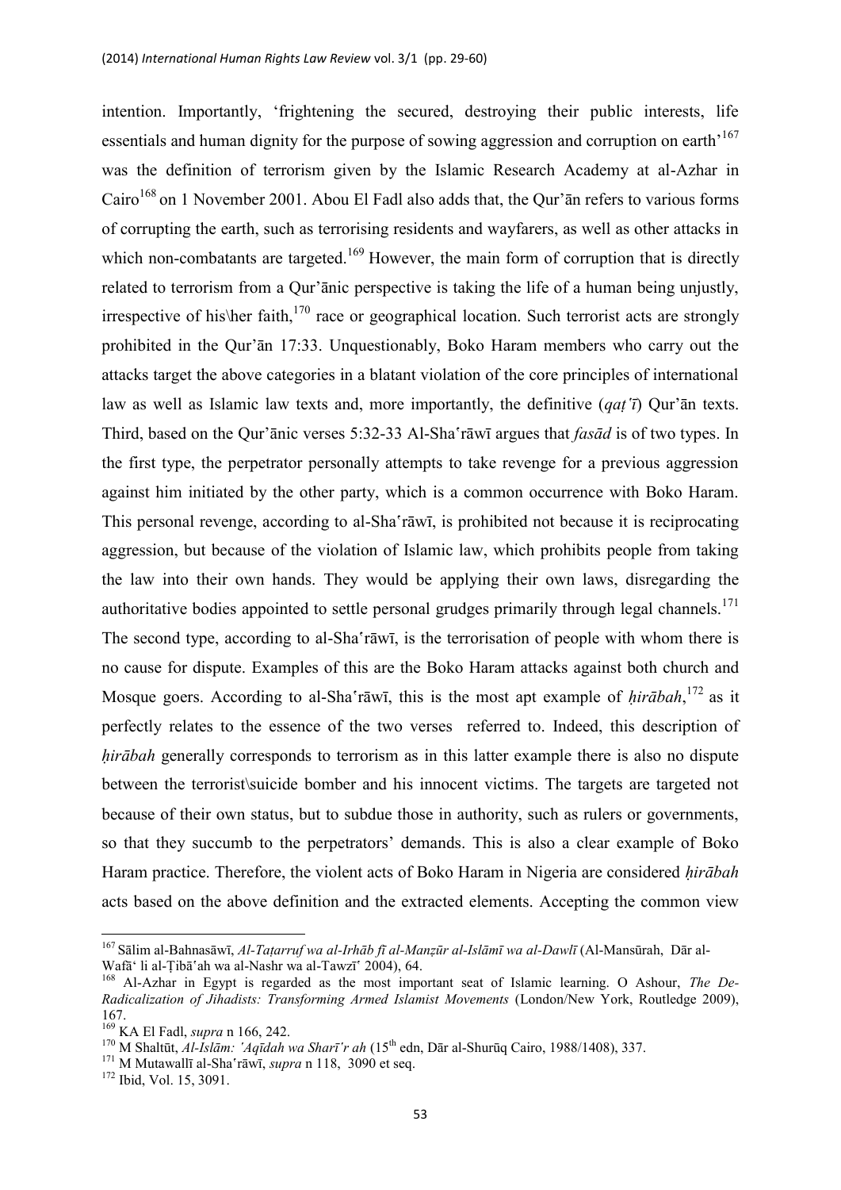intention. Importantly, 'frightening the secured, destroying their public interests, life essentials and human dignity for the purpose of sowing aggression and corruption on earth'[167] was the definition of terrorism given by the Islamic Research Academy at al-Azhar in Cairo[168] on 1 November 2001. Abou El Fadl also adds that, the Qur'ān refers to various forms of corrupting the earth, such as terrorising residents and wayfarers, as well as other attacks in which non-combatants are targeted.[169] However, the main form of corruption that is directly related to terrorism from a Qur'ānic perspective is taking the life of a human being unjustly, irrespective of his\her faith,[170] race or geographical location. Such terrorist acts are strongly prohibited in the Qur'ān 17:33. Unquestionably, Boko Haram members who carry out the attacks target the above categories in a blatant violation of the core principles of international law as well as Islamic law texts and, more importantly, the definitive (*qaṭʿī*) Qur'ān texts. Third, based on the Qur'ānic verses 5:32-33 Al-Shaʿrāwī argues that *fasād* is of two types. In the first type, the perpetrator personally attempts to take revenge for a previous aggression against him initiated by the other party, which is a common occurrence with Boko Haram. This personal revenge, according to al-Shaʿrāwī, is prohibited not because it is reciprocating aggression, but because of the violation of Islamic law, which prohibits people from taking the law into their own hands. They would be applying their own laws, disregarding the authoritative bodies appointed to settle personal grudges primarily through legal channels.[171] The second type, according to al-Shaʿrāwī, is the terrorisation of people with whom there is no cause for dispute. Examples of this are the Boko Haram attacks against both church and Mosque goers. According to al-Shaʿrāwī, this is the most apt example of *ḥirābah*,[172] as it perfectly relates to the essence of the two verses referred to. Indeed, this description of *ḥirābah* generally corresponds to terrorism as in this latter example there is also no dispute between the terrorist\suicide bomber and his innocent victims. The targets are targeted not because of their own status, but to subdue those in authority, such as rulers or governments, so that they succumb to the perpetrators' demands. This is also a clear example of Boko Haram practice. Therefore, the violent acts of Boko Haram in Nigeria are considered *ḥirābah* acts based on the above definition and the extracted elements. Accepting the common view

---

[167] Sālim al-Bahnasāwī, *Al-Taṭarruf wa al-Irhāb fī al-Manẓūr al-Islāmī wa al-Dawlī* (Al-Mansūrah, Dār al-Wafā' li al-Ṭibāʿah wa al-Nashr wa al-Tawzīʿ 2004), 64.

[168] Al-Azhar in Egypt is regarded as the most important seat of Islamic learning. O Ashour, *The De-Radicalization of Jihadists: Transforming Armed Islamist Movements* (London/New York, Routledge 2009), 167.

[169] KA El Fadl, *supra* n 166, 242.

[170] M Shaltūt, *Al-Islām: ʿAqīdah wa Sharīʿr ah* (15th edn, Dār al-Shurūq Cairo, 1988/1408), 337.

[171] M Mutawallī al-Shaʿrāwī, *supra* n 118, 3090 et seq.

[172] Ibid, Vol. 15, 3091.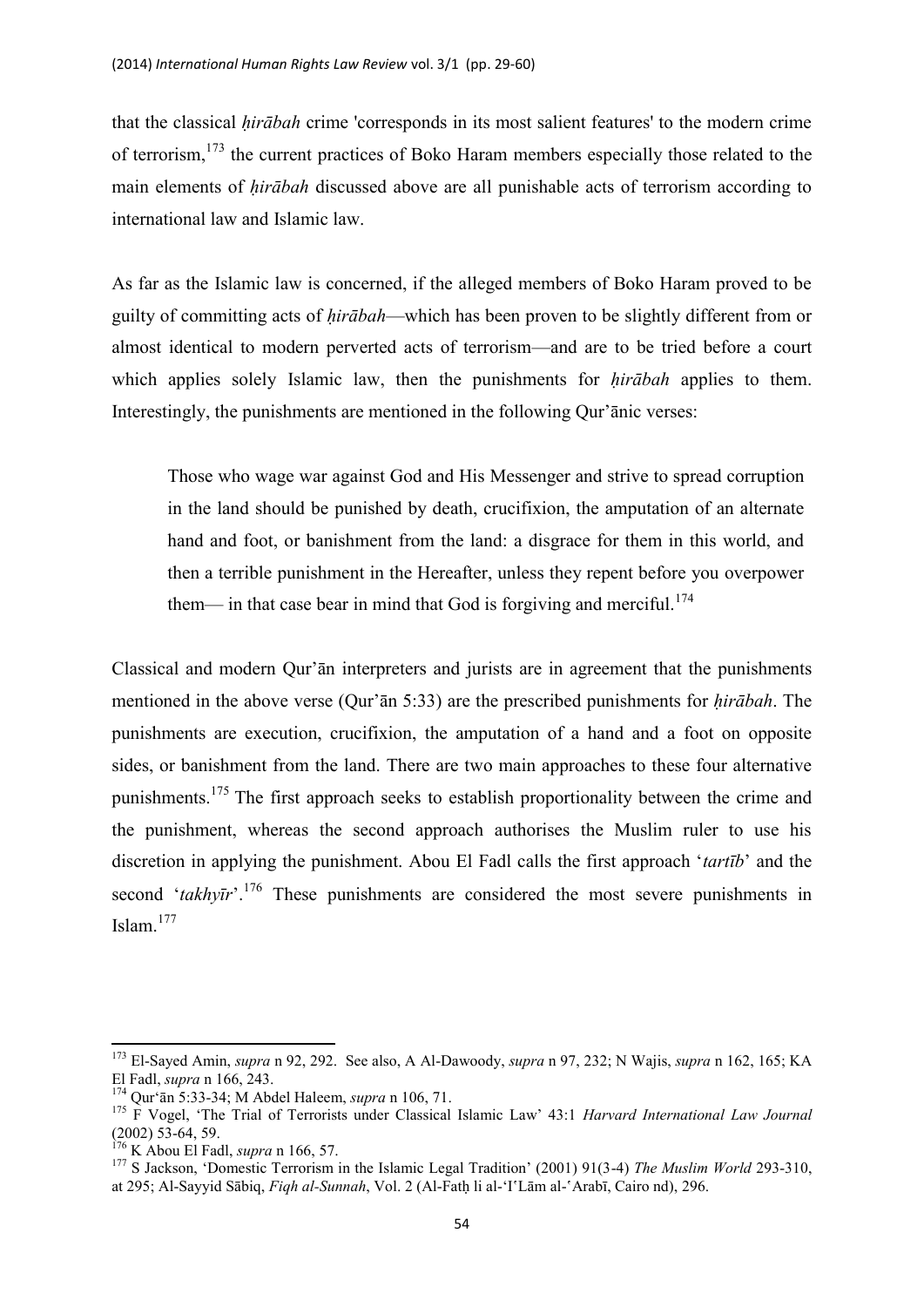that the classical *ḥirābah* crime 'corresponds in its most salient features' to the modern crime of terrorism,[173] the current practices of Boko Haram members especially those related to the main elements of *ḥirābah* discussed above are all punishable acts of terrorism according to international law and Islamic law.

As far as the Islamic law is concerned, if the alleged members of Boko Haram proved to be guilty of committing acts of *ḥirābah*—which has been proven to be slightly different from or almost identical to modern perverted acts of terrorism—and are to be tried before a court which applies solely Islamic law, then the punishments for *ḥirābah* applies to them. Interestingly, the punishments are mentioned in the following Qur'ānic verses:

> Those who wage war against God and His Messenger and strive to spread corruption in the land should be punished by death, crucifixion, the amputation of an alternate hand and foot, or banishment from the land: a disgrace for them in this world, and then a terrible punishment in the Hereafter, unless they repent before you overpower them— in that case bear in mind that God is forgiving and merciful.[174]

Classical and modern Qur'ān interpreters and jurists are in agreement that the punishments mentioned in the above verse (Qur'ān 5:33) are the prescribed punishments for *ḥirābah*. The punishments are execution, crucifixion, the amputation of a hand and a foot on opposite sides, or banishment from the land. There are two main approaches to these four alternative punishments.[175] The first approach seeks to establish proportionality between the crime and the punishment, whereas the second approach authorises the Muslim ruler to use his discretion in applying the punishment. Abou El Fadl calls the first approach '*tartīb*' and the second '*takhyīr*'.[176] These punishments are considered the most severe punishments in Islam.[177]

---

[173] El-Sayed Amin, *supra* n 92, 292. See also, A Al-Dawoody, *supra* n 97, 232; N Wajis, *supra* n 162, 165; KA El Fadl, *supra* n 166, 243.

[174] Qur'ān 5:33-34; M Abdel Haleem, *supra* n 106, 71.

[175] F Vogel, 'The Trial of Terrorists under Classical Islamic Law' 43:1 *Harvard International Law Journal* (2002) 53-64, 59.

[176] K Abou El Fadl, *supra* n 166, 57.

[177] S Jackson, 'Domestic Terrorism in the Islamic Legal Tradition' (2001) 91(3-4) *The Muslim World* 293-310, at 295; Al-Sayyid Sābiq, *Fiqh al-Sunnah*, Vol. 2 (Al-Fatḥ li al-ʻIʻLām al-ʻArabī, Cairo nd), 296.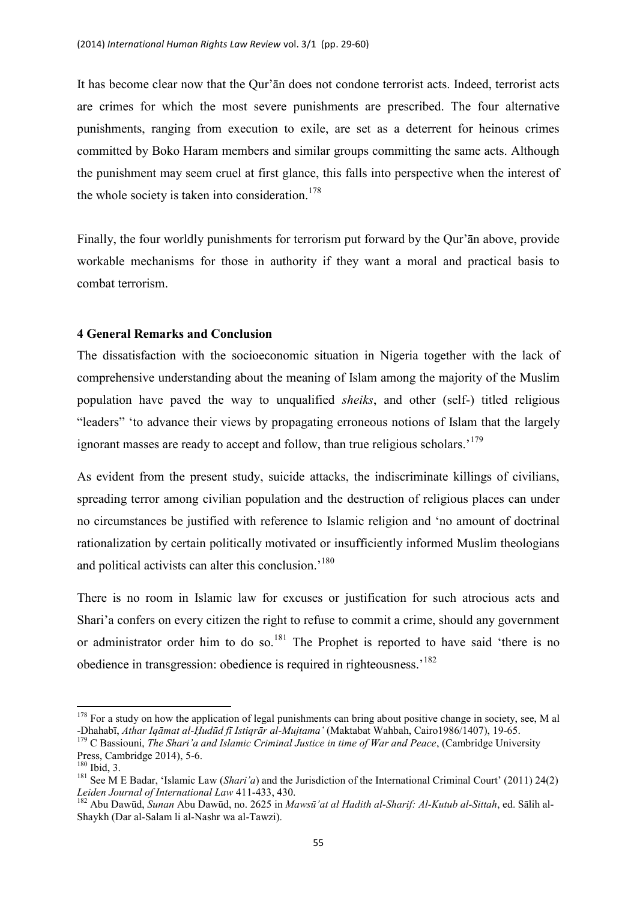It has become clear now that the Qur'ān does not condone terrorist acts. Indeed, terrorist acts are crimes for which the most severe punishments are prescribed. The four alternative punishments, ranging from execution to exile, are set as a deterrent for heinous crimes committed by Boko Haram members and similar groups committing the same acts. Although the punishment may seem cruel at first glance, this falls into perspective when the interest of the whole society is taken into consideration.[178]

Finally, the four worldly punishments for terrorism put forward by the Qur'ān above, provide workable mechanisms for those in authority if they want a moral and practical basis to combat terrorism.

### 4 General Remarks and Conclusion

The dissatisfaction with the socioeconomic situation in Nigeria together with the lack of comprehensive understanding about the meaning of Islam among the majority of the Muslim population have paved the way to unqualified *sheiks*, and other (self-) titled religious "leaders" 'to advance their views by propagating erroneous notions of Islam that the largely ignorant masses are ready to accept and follow, than true religious scholars.'[179]

As evident from the present study, suicide attacks, the indiscriminate killings of civilians, spreading terror among civilian population and the destruction of religious places can under no circumstances be justified with reference to Islamic religion and 'no amount of doctrinal rationalization by certain politically motivated or insufficiently informed Muslim theologians and political activists can alter this conclusion.'[180]

There is no room in Islamic law for excuses or justification for such atrocious acts and Shari'a confers on every citizen the right to refuse to commit a crime, should any government or administrator order him to do so.[181] The Prophet is reported to have said 'there is no obedience in transgression: obedience is required in righteousness.'[182]

---

[178] For a study on how the application of legal punishments can bring about positive change in society, see, M al -Dhahabī, *Athar Iqāmat al-Ḥudūd fī Istiqrār al-Mujtama'* (Maktabat Wahbah, Cairo1986/1407), 19-65.

[179] C Bassiouni, *The Shari'a and Islamic Criminal Justice in time of War and Peace*, (Cambridge University Press, Cambridge 2014), 5-6.

[180] Ibid, 3.

[181] See M E Badar, 'Islamic Law (*Shari'a*) and the Jurisdiction of the International Criminal Court' (2011) 24(2) *Leiden Journal of International Law* 411-433, 430.

[182] Abu Dawūd, *Sunan* Abu Dawūd, no. 2625 in *Mawsū'at al Hadith al-Sharif: Al-Kutub al-Sittah*, ed. Sālih al-Shaykh (Dar al-Salam li al-Nashr wa al-Tawzi).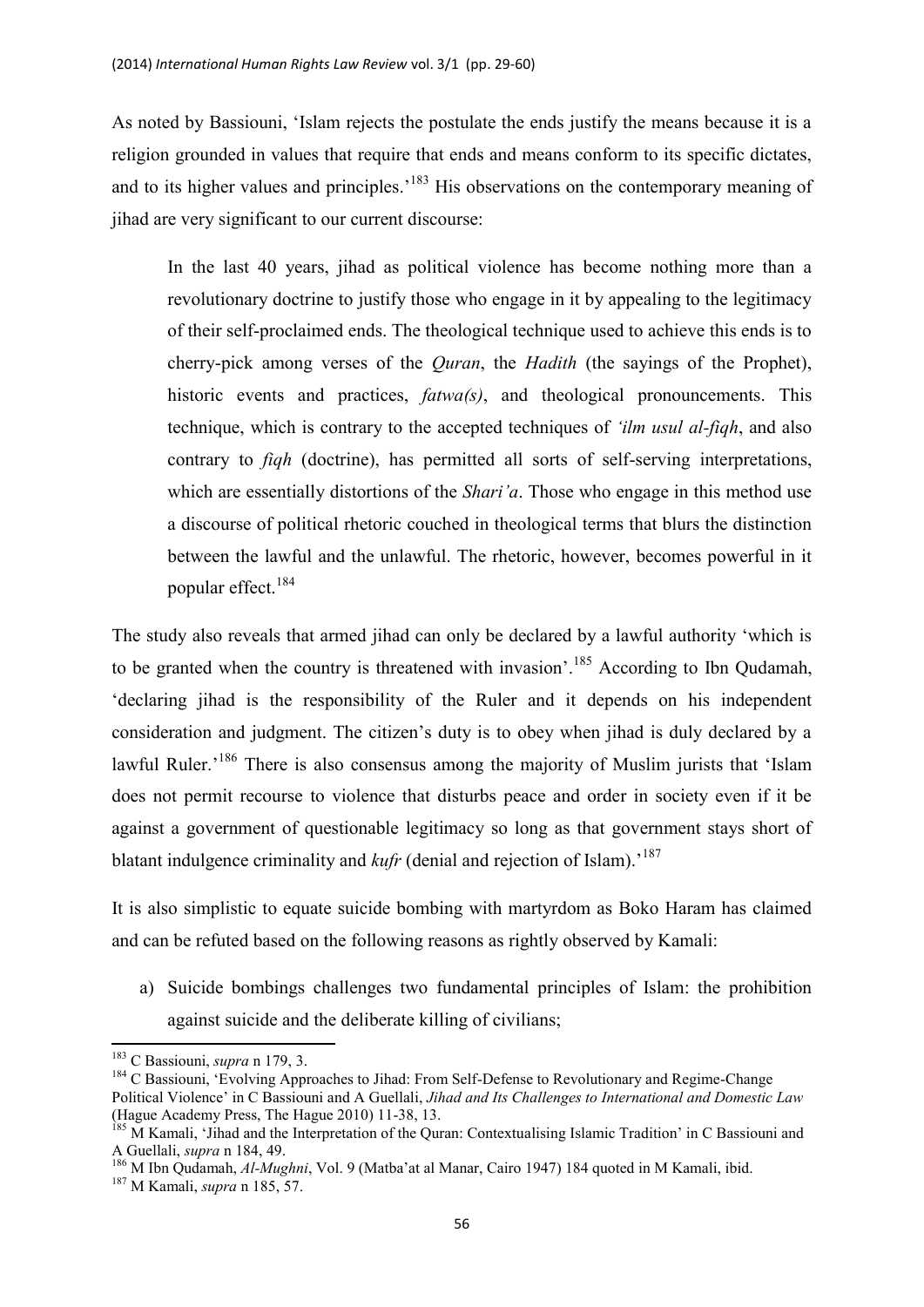As noted by Bassiouni, 'Islam rejects the postulate the ends justify the means because it is a religion grounded in values that require that ends and means conform to its specific dictates, and to its higher values and principles.'[183] His observations on the contemporary meaning of jihad are very significant to our current discourse:

> In the last 40 years, jihad as political violence has become nothing more than a revolutionary doctrine to justify those who engage in it by appealing to the legitimacy of their self-proclaimed ends. The theological technique used to achieve this ends is to cherry-pick among verses of the *Quran*, the *Hadith* (the sayings of the Prophet), historic events and practices, *fatwa(s)*, and theological pronouncements. This technique, which is contrary to the accepted techniques of *'ilm usul al-fiqh*, and also contrary to *fiqh* (doctrine), has permitted all sorts of self-serving interpretations, which are essentially distortions of the *Shari'a*. Those who engage in this method use a discourse of political rhetoric couched in theological terms that blurs the distinction between the lawful and the unlawful. The rhetoric, however, becomes powerful in it popular effect.[184]

The study also reveals that armed jihad can only be declared by a lawful authority 'which is to be granted when the country is threatened with invasion'.[185] According to Ibn Qudamah, 'declaring jihad is the responsibility of the Ruler and it depends on his independent consideration and judgment. The citizen's duty is to obey when jihad is duly declared by a lawful Ruler.'[186] There is also consensus among the majority of Muslim jurists that 'Islam does not permit recourse to violence that disturbs peace and order in society even if it be against a government of questionable legitimacy so long as that government stays short of blatant indulgence criminality and *kufr* (denial and rejection of Islam).'[187]

It is also simplistic to equate suicide bombing with martyrdom as Boko Haram has claimed and can be refuted based on the following reasons as rightly observed by Kamali:

a) Suicide bombings challenges two fundamental principles of Islam: the prohibition against suicide and the deliberate killing of civilians;

---

[183] C Bassiouni, *supra* n 179, 3.

[184] C Bassiouni, 'Evolving Approaches to Jihad: From Self-Defense to Revolutionary and Regime-Change Political Violence' in C Bassiouni and A Guellali, *Jihad and Its Challenges to International and Domestic Law* (Hague Academy Press, The Hague 2010) 11-38, 13.

[185] M Kamali, 'Jihad and the Interpretation of the Quran: Contextualising Islamic Tradition' in C Bassiouni and A Guellali, *supra* n 184, 49.

[186] M Ibn Qudamah, *Al-Mughni*, Vol. 9 (Matba'at al Manar, Cairo 1947) 184 quoted in M Kamali, ibid.

[187] M Kamali, *supra* n 185, 57.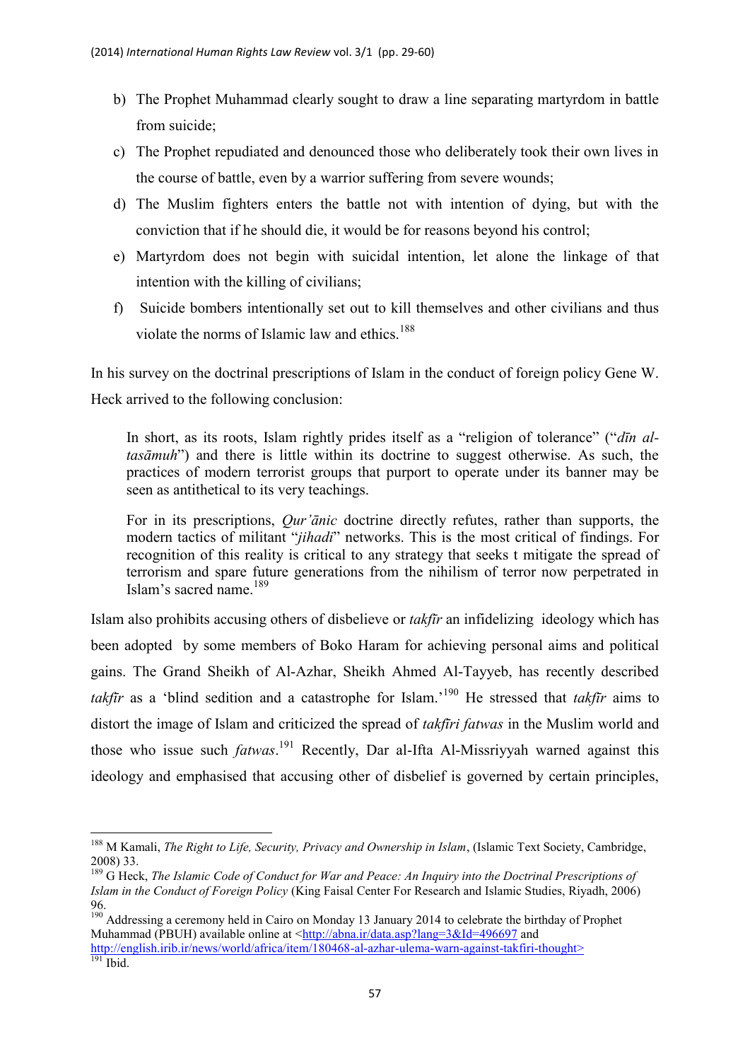b) The Prophet Muhammad clearly sought to draw a line separating martyrdom in battle from suicide;

c) The Prophet repudiated and denounced those who deliberately took their own lives in the course of battle, even by a warrior suffering from severe wounds;

d) The Muslim fighters enters the battle not with intention of dying, but with the conviction that if he should die, it would be for reasons beyond his control;

e) Martyrdom does not begin with suicidal intention, let alone the linkage of that intention with the killing of civilians;

f) Suicide bombers intentionally set out to kill themselves and other civilians and thus violate the norms of Islamic law and ethics.[188]

In his survey on the doctrinal prescriptions of Islam in the conduct of foreign policy Gene W. Heck arrived to the following conclusion:

> In short, as its roots, Islam rightly prides itself as a "religion of tolerance" ("*dīn al-tasāmuh*") and there is little within its doctrine to suggest otherwise. As such, the practices of modern terrorist groups that purport to operate under its banner may be seen as antithetical to its very teachings.
>
> For in its prescriptions, *Qur'ānic* doctrine directly refutes, rather than supports, the modern tactics of militant "*jihadi*" networks. This is the most critical of findings. For recognition of this reality is critical to any strategy that seeks t mitigate the spread of terrorism and spare future generations from the nihilism of terror now perpetrated in Islam's sacred name.[189]

Islam also prohibits accusing others of disbelieve or *takfīr* an infidelizing ideology which has been adopted by some members of Boko Haram for achieving personal aims and political gains. The Grand Sheikh of Al-Azhar, Sheikh Ahmed Al-Tayyeb, has recently described *takfīr* as a 'blind sedition and a catastrophe for Islam.'[190] He stressed that *takfīr* aims to distort the image of Islam and criticized the spread of *takfīri fatwas* in the Muslim world and those who issue such *fatwas*.[191] Recently, Dar al-Ifta Al-Missriyyah warned against this ideology and emphasised that accusing other of disbelief is governed by certain principles,

---

[188] M Kamali, *The Right to Life, Security, Privacy and Ownership in Islam*, (Islamic Text Society, Cambridge, 2008) 33.

[189] G Heck, *The Islamic Code of Conduct for War and Peace: An Inquiry into the Doctrinal Prescriptions of Islam in the Conduct of Foreign Policy* (King Faisal Center For Research and Islamic Studies, Riyadh, 2006) 96.

[190] Addressing a ceremony held in Cairo on Monday 13 January 2014 to celebrate the birthday of Prophet Muhammad (PBUH) available online at <http://abna.ir/data.asp?lang=3&Id=496697 and http://english.irib.ir/news/world/africa/item/180468-al-azhar-ulema-warn-against-takfiri-thought>

[191] Ibid.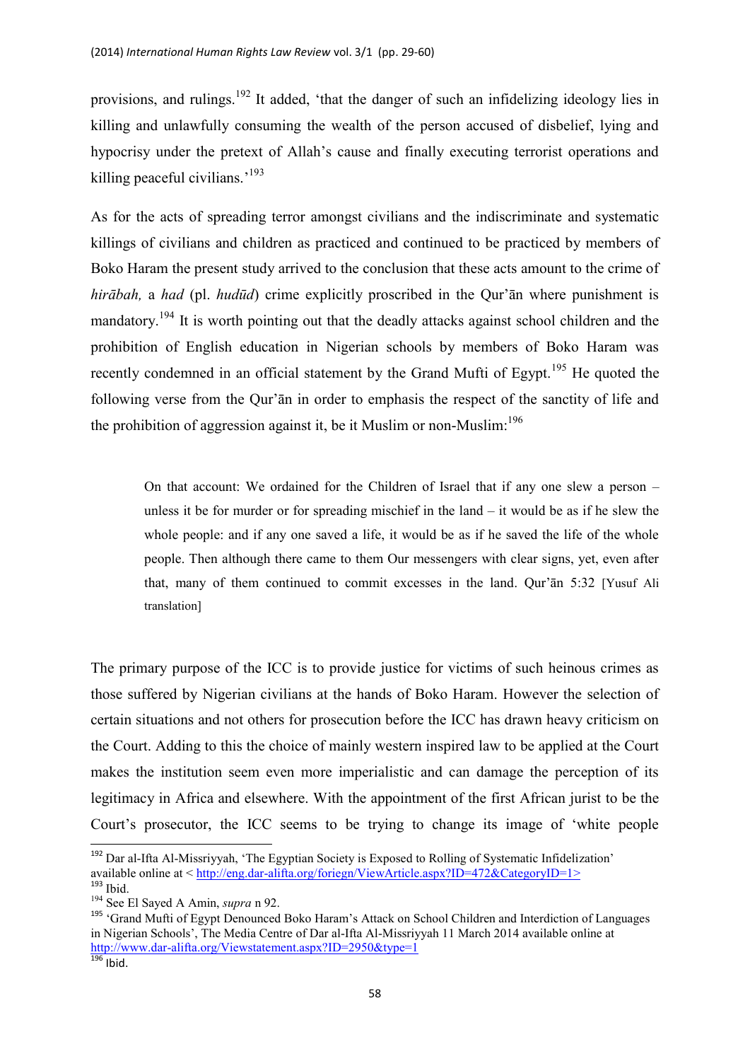provisions, and rulings.[192] It added, 'that the danger of such an infidelizing ideology lies in killing and unlawfully consuming the wealth of the person accused of disbelief, lying and hypocrisy under the pretext of Allah's cause and finally executing terrorist operations and killing peaceful civilians.'[193]

As for the acts of spreading terror amongst civilians and the indiscriminate and systematic killings of civilians and children as practiced and continued to be practiced by members of Boko Haram the present study arrived to the conclusion that these acts amount to the crime of *hirābah,* a *had* (pl. *hudūd*) crime explicitly proscribed in the Qur'ān where punishment is mandatory.[194] It is worth pointing out that the deadly attacks against school children and the prohibition of English education in Nigerian schools by members of Boko Haram was recently condemned in an official statement by the Grand Mufti of Egypt.[195] He quoted the following verse from the Qur'ān in order to emphasis the respect of the sanctity of life and the prohibition of aggression against it, be it Muslim or non-Muslim:[196]

> On that account: We ordained for the Children of Israel that if any one slew a person – unless it be for murder or for spreading mischief in the land – it would be as if he slew the whole people: and if any one saved a life, it would be as if he saved the life of the whole people. Then although there came to them Our messengers with clear signs, yet, even after that, many of them continued to commit excesses in the land. Qur'ān 5:32 [Yusuf Ali translation]

The primary purpose of the ICC is to provide justice for victims of such heinous crimes as those suffered by Nigerian civilians at the hands of Boko Haram. However the selection of certain situations and not others for prosecution before the ICC has drawn heavy criticism on the Court. Adding to this the choice of mainly western inspired law to be applied at the Court makes the institution seem even more imperialistic and can damage the perception of its legitimacy in Africa and elsewhere. With the appointment of the first African jurist to be the Court's prosecutor, the ICC seems to be trying to change its image of 'white people

---

[192] Dar al-Ifta Al-Missriyyah, 'The Egyptian Society is Exposed to Rolling of Systematic Infidelization' available online at < http://eng.dar-alifta.org/foriegn/ViewArticle.aspx?ID=472&CategoryID=1>

[193] Ibid.

[194] See El Sayed A Amin, *supra* n 92.

[195] 'Grand Mufti of Egypt Denounced Boko Haram's Attack on School Children and Interdiction of Languages in Nigerian Schools', The Media Centre of Dar al-Ifta Al-Missriyyah 11 March 2014 available online at http://www.dar-alifta.org/Viewstatement.aspx?ID=2950&type=1

[196] Ibid.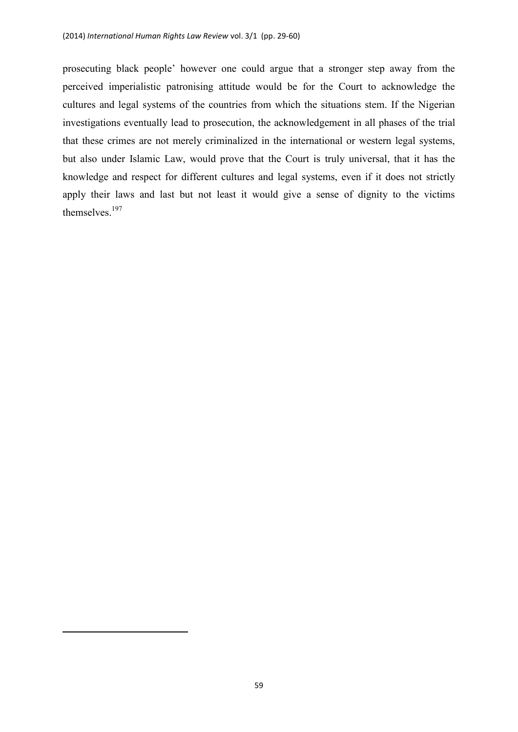prosecuting black people' however one could argue that a stronger step away from the perceived imperialistic patronising attitude would be for the Court to acknowledge the cultures and legal systems of the countries from which the situations stem. If the Nigerian investigations eventually lead to prosecution, the acknowledgement in all phases of the trial that these crimes are not merely criminalized in the international or western legal systems, but also under Islamic Law, would prove that the Court is truly universal, that it has the knowledge and respect for different cultures and legal systems, even if it does not strictly apply their laws and last but not least it would give a sense of dignity to the victims themselves.[197]